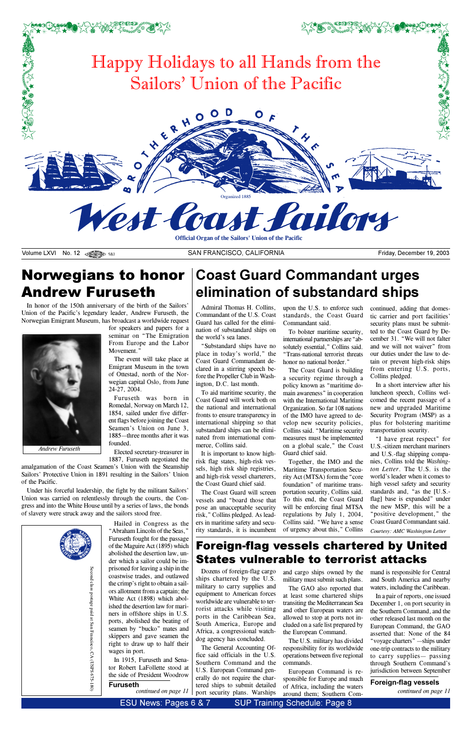# Happy Holidays to all Hands from the Sailors' Union of the Pacific

BROTHERHOOD OF THE SEA

Organized 1885

# West Coast Sailors

**Official Organ of the Sailors' Union of the Pacific**

Volume LXVI No. 12 583 SAN FRANCISCO, CALIFORNIA Friday, December 19, 2003

## Norwegians to honor Andrew Furuseth

In honor of the 150th anniversary of the birth of the Sailors' Union of the Pacific's legendary leader, Andrew Furuseth, the Norwegian Emigrant Museum, has broadcast a worldwide request for speakers and papers for a seminar on "The Emigration From Europe and the Labor Movement."

*Andrew Furuseth*

The event will take place at Emigrant Museum in the town of Ottestad, north of the Norwegian capital Oslo, from June 24-27, 2004.

Furuseth was born in Romedal, Norway on March 12, 1854, sailed under five different flags before joining the Coast Seamen's Union on June 3, 1885—three months after it was founded.

Elected secretary-treasurer in 1887, Furuseth negotiated the amalgamation of the Coast Seamen's Union with the Steamship Sailors' Protective Union in 1891 resulting in the Sailors' Union of the Pacific.

Under his forceful leadership, the fight by the militant Sailors' Union was carried on relentlessly through the courts, the Congress and into the White House until by a series of laws, the bonds of slavery were struck away and the sailors stood free.

Hailed in Congress as the "Abraham Lincoln of the Seas," Furuseth fought for the passage of the Maguire Act (1895) which abolished the desertion law, under which a sailor could be imprisoned for leaving a ship in the coastwise trades, and outlawed the crimp's right to obtain a sailors allotment from a captain; the White Act (1898) which abolished the desertion law for mariners in offshore ships in U.S. ports, abolished the beating of seamen by "bucko" mates and skippers and gave seamen the right to draw up to half their wages in port.

In 1915, Furuseth and Senator Robert LaFollette stood at the side of President Woodrow

**Furuseth**

*continued on page 11*

Second class postage paid at San Francisco, CA (USPS 675-180)

## Coast Guard Commandant urges elimination of substandard ships

Admiral Thomas H. Collins, Commandant of the U.S. Coast Guard has called for the elimination of substandard ships on the world's sea lanes.

"Substandard ships have no place in today's world," the Coast Guard Commandant declared in a stirring speech before the Propeller Club in Washington, D.C. last month.

To aid maritime security, the Coast Guard will work both on the national and international fronts to ensure transparency in international shipping so that substandard ships can be eliminated from international commerce, Collins said.

It is important to know high-risk flag states, high-risk vessels, high risk ship registries, and high-risk vessel charterers, the Coast Guard chief said.

The Coast Guard will screen vessels and "board those that pose an unacceptable security risk," Collins pledged. As leaders in maritime safety and security standards, it is incumbent upon the U.S. to enforce such standards, the Coast Guard Commandant said.

To bolster maritime security, international partnerships are "absolutely essential," Collins said. "Trans-national terrorist threats honor no national border."

The Coast Guard is building a security regime through a policy known as "maritime domain awareness" in cooperation with the International Maritime Organization. So far 108 nations of the IMO have agreed to develop new security policies, Collins said. "Maritime security measures must be implemented on a global scale," the Coast Guard chief said.

Together, the IMO and the Maritime Transportation Security Act (MTSA) form the "core foundation" of maritime transportation security, Collins said. To this end, the Coast Guard will be enforcing final MTSA regulations by July 1, 2004, Collins said. "We have a sense of urgency about this," Collins continued, adding that domestic carrier and port facilities' security plans must be submitted to the Coast Guard by December 31. "We will not falter and we will not waiver" from our duties under the law to detain or prevent high-risk ships from entering U.S. ports, Collins pledged.

In a short interview after his luncheon speech, Collins welcomed the recent passage of a new and upgraded Maritime Security Program (MSP) as a plus for bolstering maritime transportation security.

"I have great respect" for U.S.-citizen merchant mariners and U.S.-flag shipping companies, Collins told the *Washington Letter*. The U.S. is the world's leader when it comes to high vessel safety and security standards and, "as the [U.S.-flag] base is expanded" under the new MSP, this will be a "positive development," the Coast Guard Commandant said.

*Courtesy: AMC Washington Letter*

## Foreign-flag vessels chartered by United States vulnerable to terrorist attacks

Dozens of foreign-flag cargo ships chartered by the U.S. military to carry supplies and equipment to American forces worldwide are vulnerable to terrorist attacks while visiting ports in the Caribbean Sea, South America, Europe and Africa, a congressional watchdog agency has concluded.

The General Accounting Office said officials in the U.S. Southern Command and the U.S. European Command generally do not require the chartered ships to submit detailed port security plans. Warships and cargo ships owned by the military must submit such plans.

The GAO also reported that at least some chartered ships transiting the Mediterranean Sea and other European waters are allowed to stop at ports not included on a safe list prepared by the European Command.

The U.S. military has divided responsibility for its worldwide operations between five regional commands.

European Command is responsible for Europe and much of Africa, including the waters around them; Southern Command is responsible for Central and South America and nearby waters, including the Caribbean.

In a pair of reports, one issued December 1, on port security in the Southern Command, and the other released last month on the European Command, the GAO asserted that: None of the 84 "voyage charters" —ships under one-trip contracts to the military to carry supplies— passing through Southern Command's jurisdiction between September

**Foreign-flag vessels**

*continued on page 11*

ESU News: Pages 6 & 7 SUP Training Schedule: Page 8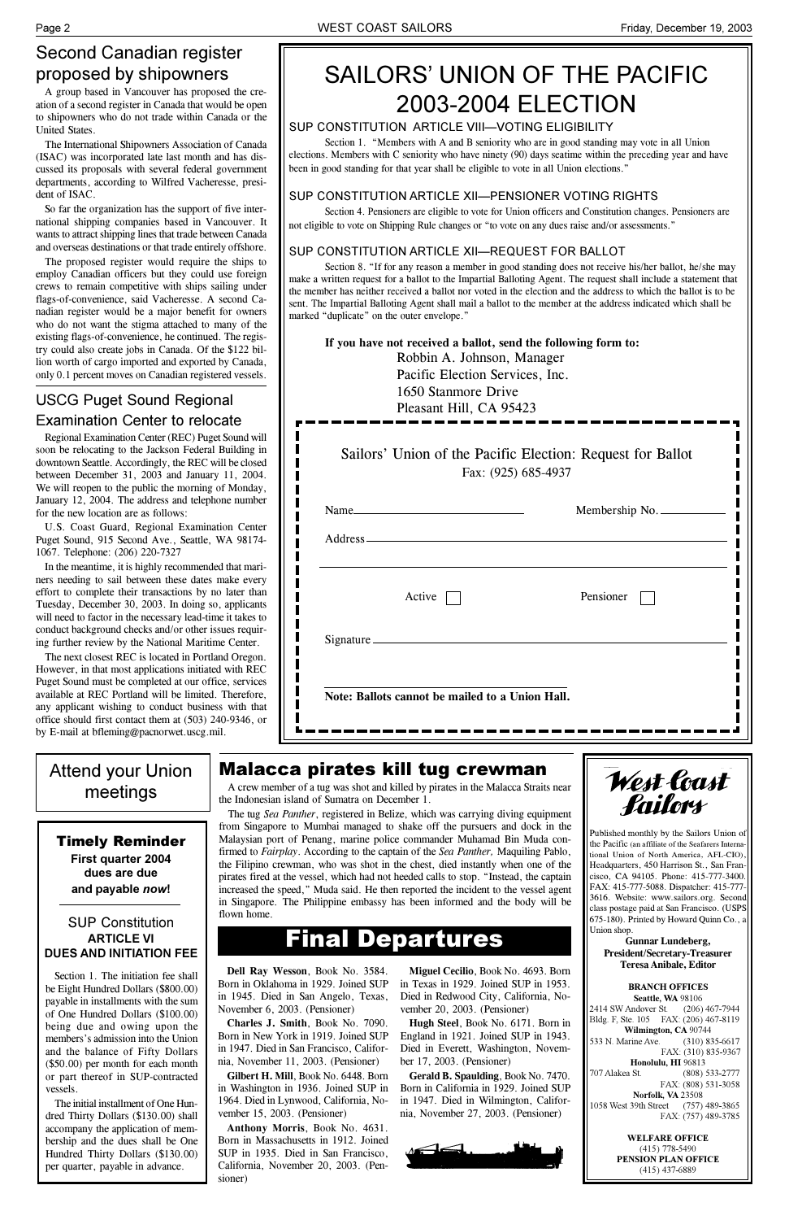## Second Canadian register proposed by shipowners

A group based in Vancouver has proposed the creation of a second register in Canada that would be open to shipowners who do not trade within Canada or the United States.

The International Shipowners Association of Canada (ISAC) was incorporated late last month and has discussed its proposals with several federal government departments, according to Wilfred Vacheresse, president of ISAC.

So far the organization has the support of five international shipping companies based in Vancouver. It wants to attract shipping lines that trade between Canada and overseas destinations or that trade entirely offshore.

The proposed register would require the ships to employ Canadian officers but they could use foreign crews to remain competitive with ships sailing under flags-of-convenience, said Vacheresse. A second Canadian register would be a major benefit for owners who do not want the stigma attached to many of the existing flags-of-convenience, he continued. The registry could also create jobs in Canada. Of the $122 billion worth of cargo imported and exported by Canada, only 0.1 percent moves on Canadian registered vessels.

## USCG Puget Sound Regional Examination Center to relocate

Regional Examination Center (REC) Puget Sound will soon be relocating to the Jackson Federal Building in downtown Seattle. Accordingly, the REC will be closed between December 31, 2003 and January 11, 2004. We will reopen to the public the morning of Monday, January 12, 2004. The address and telephone number for the new location are as follows:

U.S. Coast Guard, Regional Examination Center Puget Sound, 915 Second Ave., Seattle, WA 98174-1067. Telephone: (206) 220-7327

In the meantime, it is highly recommended that mariners needing to sail between these dates make every effort to complete their transactions by no later than Tuesday, December 30, 2003. In doing so, applicants will need to factor in the necessary lead-time it takes to conduct background checks and/or other issues requiring further review by the National Maritime Center.

The next closest REC is located in Portland Oregon. However, in that most applications initiated with REC Puget Sound must be completed at our office, services available at REC Portland will be limited. Therefore, any applicant wishing to conduct business with that office should first contact them at (503) 240-9346, or by E-mail at bfleming@pacnorwet.uscg.mil.

# SAILORS' UNION OF THE PACIFIC 2003-2004 ELECTION

### SUP CONSTITUTION ARTICLE VIII—VOTING ELIGIBILITY

Section 1. "Members with A and B seniority who are in good standing may vote in all Union elections. Members with C seniority who have ninety (90) days seatime within the preceding year and have been in good standing for that year shall be eligible to vote in all Union elections."

### SUP CONSTITUTION ARTICLE XII—PENSIONER VOTING RIGHTS

Section 4. Pensioners are eligible to vote for Union officers and Constitution changes. Pensioners are not eligible to vote on Shipping Rule changes or "to vote on any dues raise and/or assessments."

### SUP CONSTITUTION ARTICLE XII—REQUEST FOR BALLOT

Section 8. "If for any reason a member in good standing does not receive his/her ballot, he/she may make a written request for a ballot to the Impartial Balloting Agent. The request shall include a statement that the member has neither received a ballot nor voted in the election and the address to which the ballot is to be sent. The Impartial Balloting Agent shall mail a ballot to the member at the address indicated which shall be marked "duplicate" on the outer envelope."

**If you have not received a ballot, send the following form to:**

Robbin A. Johnson, Manager
Pacific Election Services, Inc.
1650 Stanmore Drive
Pleasant Hill, CA 95423

Sailors' Union of the Pacific Election: Request for Ballot
Fax: (925) 685-4937

Name\_\_\_\_\_\_\_\_\_\_\_\_\_\_\_\_ Membership No.\_\_\_\_\_\_\_\_

Address\_\_\_\_\_\_\_\_\_\_\_\_\_\_\_\_\_\_\_\_\_\_\_\_\_\_\_\_\_\_

Active ☐ Pensioner ☐

Signature\_\_\_\_\_\_\_\_\_\_\_\_\_\_\_\_\_\_\_\_\_\_\_\_\_\_\_\_

**Note: Ballots cannot be mailed to a Union Hall.**

## Attend your Union meetings

### Timely Reminder

**First quarter 2004 dues are due and payable *now*!**

### SUP Constitution ARTICLE VI DUES AND INITIATION FEE

Section 1. The initiation fee shall be Eight Hundred Dollars ($800.00) payable in installments with the sum of One Hundred Dollars ($100.00) being due and owing upon the members's admission into the Union and the balance of Fifty Dollars ($50.00) per month for each month or part thereof in SUP-contracted vessels.

The initial installment of One Hundred Thirty Dollars ($130.00) shall accompany the application of membership and the dues shall be One Hundred Thirty Dollars ($130.00) per quarter, payable in advance.

## Malacca pirates kill tug crewman

A crew member of a tug was shot and killed by pirates in the Malacca Straits near the Indonesian island of Sumatra on December 1.

The tug *Sea Panther*, registered in Belize, which was carrying diving equipment from Singapore to Mumbai managed to shake off the pursuers and dock in the Malaysian port of Penang, marine police commander Muhamad Bin Muda confirmed to *Fairplay*. According to the captain of the *Sea Panther,* Maquiling Pablo, the Filipino crewman, who was shot in the chest, died instantly when one of the pirates fired at the vessel, which had not heeded calls to stop. "Instead, the captain increased the speed," Muda said. He then reported the incident to the vessel agent in Singapore. The Philippine embassy has been informed and the body will be flown home.

## Final Departures

**Dell Ray Wesson**, Book No. 3584. Born in Oklahoma in 1929. Joined SUP in 1945. Died in San Angelo, Texas, November 6, 2003. (Pensioner)

**Charles J. Smith**, Book No. 7090. Born in New York in 1919. Joined SUP in 1947. Died in San Francisco, California, November 11, 2003. (Pensioner)

**Gilbert H. Mill**, Book No. 6448. Born in Washington in 1936. Joined SUP in 1964. Died in Lynwood, California, November 15, 2003. (Pensioner)

**Anthony Morris**, Book No. 4631. Born in Massachusetts in 1912. Joined SUP in 1935. Died in San Francisco, California, November 20, 2003. (Pensioner)

**Miguel Cecilio**, Book No. 4693. Born in Texas in 1929. Joined SUP in 1953. Died in Redwood City, California, November 20, 2003. (Pensioner)

**Hugh Steel**, Book No. 6171. Born in England in 1921. Joined SUP in 1943. Died in Everett, Washington, November 17, 2003. (Pensioner)

**Gerald B. Spaulding**, Book No. 7470. Born in California in 1929. Joined SUP in 1947. Died in Wilmington, California, November 27, 2003. (Pensioner)

## West Coast Sailors

Published monthly by the Sailors Union of the Pacific (an affiliate of the Seafarers International Union of North America, AFL-CIO), Headquarters, 450 Harrison St., San Francisco, CA 94105. Phone: 415-777-3400. FAX: 415-777-5088. Dispatcher: 415-777-3616. Website: www.sailors.org. Second class postage paid at San Francisco. (USPS 675-180). Printed by Howard Quinn Co., a Union shop.

**Gunnar Lundeberg, President/Secretary-Treasurer**
**Teresa Anibale, Editor**

**BRANCH OFFICES**

**Seattle, WA** 98106
2414 SW Andover St. (206) 467-7944
Bldg. F, Ste. 105 FAX: (206) 467-8119

**Wilmington, CA** 90744
533 N. Marine Ave. (310) 835-6617
FAX: (310) 835-9367

**Honolulu, HI** 96813
707 Alakea St. (808) 533-2777
FAX: (808) 531-3058

**Norfolk, VA** 23508
1058 West 39th Street (757) 489-3865
FAX: (757) 489-3785

**WELFARE OFFICE**
(415) 778-5490

**PENSION PLAN OFFICE**
(415) 437-6889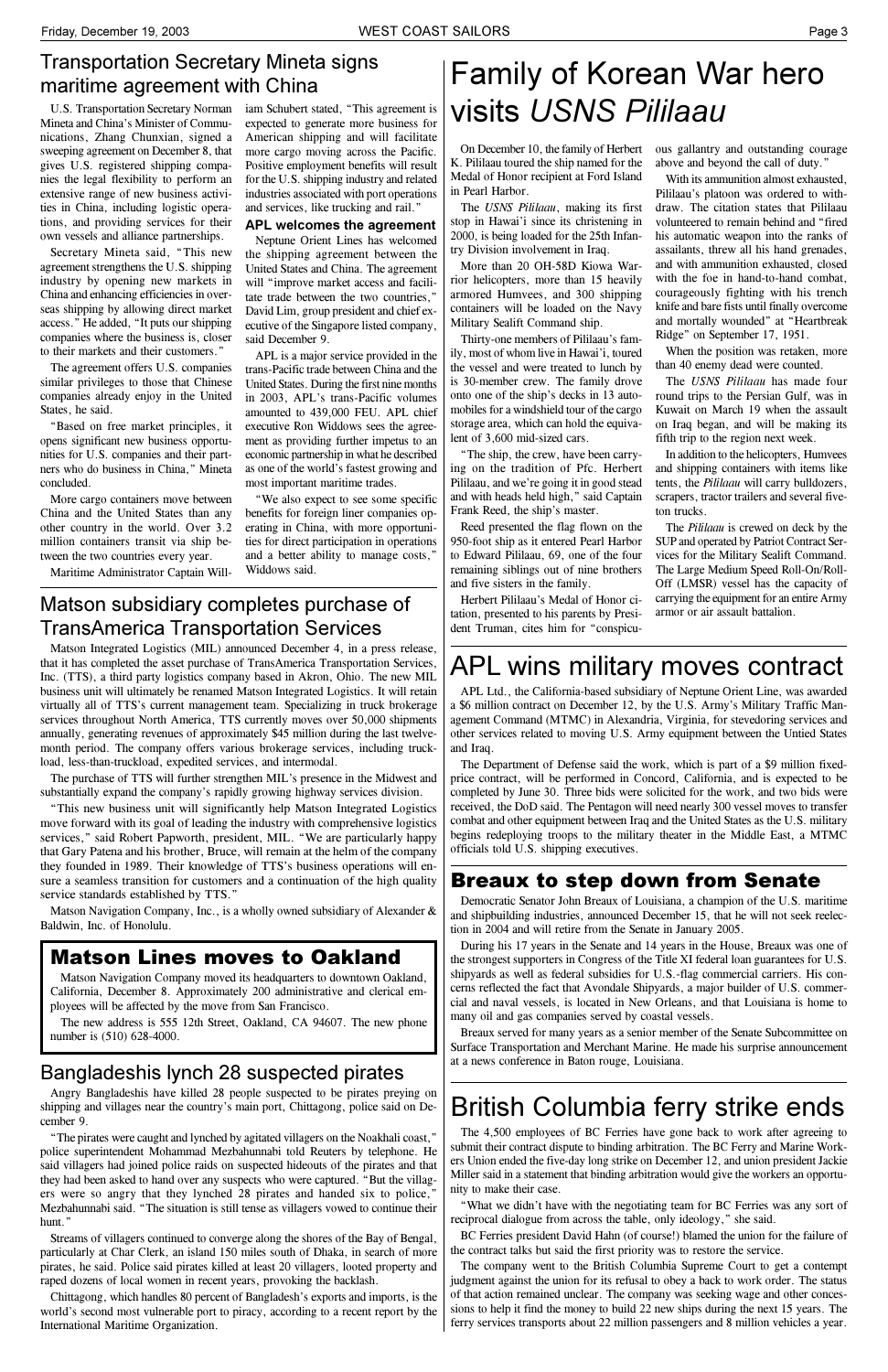## Transportation Secretary Mineta signs maritime agreement with China

U.S. Transportation Secretary Norman Mineta and China's Minister of Communications, Zhang Chunxian, signed a sweeping agreement on December 8, that gives U.S. registered shipping companies the legal flexibility to perform an extensive range of new business activities in China, including logistic operations, and providing services for their own vessels and alliance partnerships.

Secretary Mineta said, "This new agreement strengthens the U.S. shipping industry by opening new markets in China and enhancing efficiencies in overseas shipping by allowing direct market access." He added, "It puts our shipping companies where the business is, closer to their markets and their customers."

The agreement offers U.S. companies similar privileges to those that Chinese companies already enjoy in the United States, he said.

"Based on free market principles, it opens significant new business opportunities for U.S. companies and their partners who do business in China," Mineta concluded.

More cargo containers move between China and the United States than any other country in the world. Over 3.2 million containers transit via ship between the two countries every year.

Maritime Administrator Captain William Schubert stated, "This agreement is expected to generate more business for American shipping and will facilitate more cargo moving across the Pacific. Positive employment benefits will result for the U.S. shipping industry and related industries associated with port operations and services, like trucking and rail."

### APL welcomes the agreement

Neptune Orient Lines has welcomed the shipping agreement between the United States and China. The agreement will "improve market access and facilitate trade between the two countries," David Lim, group president and chief executive of the Singapore listed company, said December 9.

APL is a major service provided in the trans-Pacific trade between China and the United States. During the first nine months in 2003, APL's trans-Pacific volumes amounted to 439,000 FEU. APL chief executive Ron Widdows sees the agreement as providing further impetus to an economic partnership in what he described as one of the world's fastest growing and most important maritime trades.

"We also expect to see some specific benefits for foreign liner companies operating in China, with more opportunities for direct participation in operations and a better ability to manage costs," Widdows said.

# Family of Korean War hero visits *USNS Pililaau*

On December 10, the family of Herbert K. Pililaau toured the ship named for the Medal of Honor recipient at Ford Island in Pearl Harbor.

The *USNS Pililaau*, making its first stop in Hawai'i since its christening in 2000, is being loaded for the 25th Infantry Division involvement in Iraq.

More than 20 OH-58D Kiowa Warrior helicopters, more than 15 heavily armored Humvees, and 300 shipping containers will be loaded on the Navy Military Sealift Command ship.

Thirty-one members of Pililaau's family, most of whom live in Hawai'i, toured the vessel and were treated to lunch by is 30-member crew. The family drove onto one of the ship's decks in 13 automobiles for a windshield tour of the cargo storage area, which can hold the equivalent of 3,600 mid-sized cars.

"The ship, the crew, have been carrying on the tradition of Pfc. Herbert Pililaau, and we're going it in good stead and with heads held high," said Captain Frank Reed, the ship's master.

Reed presented the flag flown on the 950-foot ship as it entered Pearl Harbor to Edward Pililaau, 69, one of the four remaining siblings out of nine brothers and five sisters in the family.

Herbert Pililaau's Medal of Honor citation, presented to his parents by President Truman, cites him for "conspicuous gallantry and outstanding courage above and beyond the call of duty."

With its ammunition almost exhausted, Pililaau's platoon was ordered to withdraw. The citation states that Pililaau volunteered to remain behind and "fired his automatic weapon into the ranks of assailants, threw all his hand grenades, and with ammunition exhausted, closed with the foe in hand-to-hand combat, courageously fighting with his trench knife and bare fists until finally overcome and mortally wounded" at "Heartbreak Ridge" on September 17, 1951.

When the position was retaken, more than 40 enemy dead were counted.

The *USNS Pililaau* has made four round trips to the Persian Gulf, was in Kuwait on March 19 when the assault on Iraq began, and will be making its fifth trip to the region next week.

In addition to the helicopters, Humvees and shipping containers with items like tents, the *Pililaau* will carry bulldozers, scrapers, tractor trailers and several five-ton trucks.

The *Pililaau* is crewed on deck by the SUP and operated by Patriot Contract Services for the Military Sealift Command. The Large Medium Speed Roll-On/Roll-Off (LMSR) vessel has the capacity of carrying the equipment for an entire Army armor or air assault battalion.

## Matson subsidiary completes purchase of TransAmerica Transportation Services

Matson Integrated Logistics (MIL) announced December 4, in a press release, that it has completed the asset purchase of TransAmerica Transportation Services, Inc. (TTS), a third party logistics company based in Akron, Ohio. The new MIL business unit will ultimately be renamed Matson Integrated Logistics. It will retain virtually all of TTS's current management team. Specializing in truck brokerage services throughout North America, TTS currently moves over 50,000 shipments annually, generating revenues of approximately $45 million during the last twelve-month period. The company offers various brokerage services, including truckload, less-than-truckload, expedited services, and intermodal.

The purchase of TTS will further strengthen MIL's presence in the Midwest and substantially expand the company's rapidly growing highway services division.

"This new business unit will significantly help Matson Integrated Logistics move forward with its goal of leading the industry with comprehensive logistics services," said Robert Papworth, president, MIL. "We are particularly happy that Gary Patena and his brother, Bruce, will remain at the helm of the company they founded in 1989. Their knowledge of TTS's business operations will ensure a seamless transition for customers and a continuation of the high quality service standards established by TTS."

Matson Navigation Company, Inc., is a wholly owned subsidiary of Alexander & Baldwin, Inc. of Honolulu.

## Matson Lines moves to Oakland

Matson Navigation Company moved its headquarters to downtown Oakland, California, December 8. Approximately 200 administrative and clerical employees will be affected by the move from San Francisco.

The new address is 555 12th Street, Oakland, CA 94607. The new phone number is (510) 628-4000.

## Bangladeshis lynch 28 suspected pirates

Angry Bangladeshis have killed 28 people suspected to be pirates preying on shipping and villages near the country's main port, Chittagong, police said on December 9.

"The pirates were caught and lynched by agitated villagers on the Noakhali coast," police superintendent Mohammad Mezbahunnabi told Reuters by telephone. He said villagers had joined police raids on suspected hideouts of the pirates and that they had been asked to hand over any suspects who were captured. "But the villagers were so angry that they lynched 28 pirates and handed six to police," Mezbahunnabi said. "The situation is still tense as villagers vowed to continue their hunt."

Streams of villagers continued to converge along the shores of the Bay of Bengal, particularly at Char Clerk, an island 150 miles south of Dhaka, in search of more pirates, he said. Police said pirates killed at least 20 villagers, looted property and raped dozens of local women in recent years, provoking the backlash.

Chittagong, which handles 80 percent of Bangladesh's exports and imports, is the world's second most vulnerable port to piracy, according to a recent report by the International Maritime Organization.

# APL wins military moves contract

APL Ltd., the California-based subsidiary of Neptune Orient Line, was awarded a $6 million contract on December 12, by the U.S. Army's Military Traffic Management Command (MTMC) in Alexandria, Virginia, for stevedoring services and other services related to moving U.S. Army equipment between the Untied States and Iraq.

The Department of Defense said the work, which is part of a $9 million fixed-price contract, will be performed in Concord, California, and is expected to be completed by June 30. Three bids were solicited for the work, and two bids were received, the DoD said. The Pentagon will need nearly 300 vessel moves to transfer combat and other equipment between Iraq and the United States as the U.S. military begins redeploying troops to the military theater in the Middle East, a MTMC officials told U.S. shipping executives.

## Breaux to step down from Senate

Democratic Senator John Breaux of Louisiana, a champion of the U.S. maritime and shipbuilding industries, announced December 15, that he will not seek reelection in 2004 and will retire from the Senate in January 2005.

During his 17 years in the Senate and 14 years in the House, Breaux was one of the strongest supporters in Congress of the Title XI federal loan guarantees for U.S. shipyards as well as federal subsidies for U.S.-flag commercial carriers. His concerns reflected the fact that Avondale Shipyards, a major builder of U.S. commercial and naval vessels, is located in New Orleans, and that Louisiana is home to many oil and gas companies served by coastal vessels.

Breaux served for many years as a senior member of the Senate Subcommittee on Surface Transportation and Merchant Marine. He made his surprise announcement at a news conference in Baton rouge, Louisiana.

# British Columbia ferry strike ends

The 4,500 employees of BC Ferries have gone back to work after agreeing to submit their contract dispute to binding arbitration. The BC Ferry and Marine Workers Union ended the five-day long strike on December 12, and union president Jackie Miller said in a statement that binding arbitration would give the workers an opportunity to make their case.

"What we didn't have with the negotiating team for BC Ferries was any sort of reciprocal dialogue from across the table, only ideology," she said.

BC Ferries president David Hahn (of course!) blamed the union for the failure of the contract talks but said the first priority was to restore the service.

The company went to the British Columbia Supreme Court to get a contempt judgment against the union for its refusal to obey a back to work order. The status of that action remained unclear. The company was seeking wage and other concessions to help it find the money to build 22 new ships during the next 15 years. The ferry services transports about 22 million passengers and 8 million vehicles a year.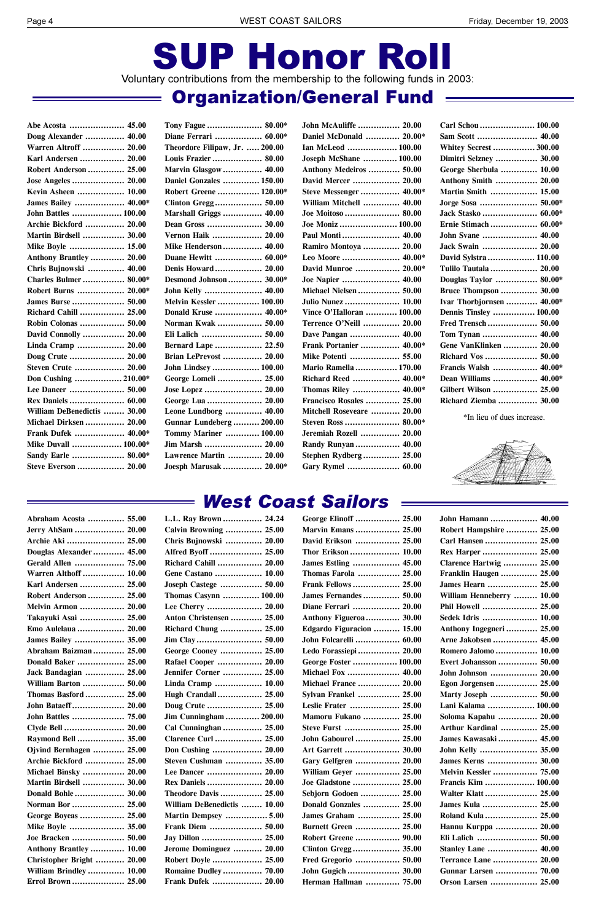# SUP Honor Roll

Voluntary contributions from the membership to the following funds in 2003:

## Organization/General Fund

| Name | Amount |
|---|---|
| Abe Acosta | 45.00 |
| Doug Alexander | 40.00 |
| Warren Altroff | 20.00 |
| Karl Andersen | 20.00 |
| Robert Anderson | 25.00 |
| Jose Angeles | 20.00 |
| Kevin Asheen | 10.00 |
| James Bailey | 40.00* |
| John Battles | 100.00 |
| Archie Bickford | 20.00 |
| Martin Birdsell | 30.00 |
| Mike Boyle | 15.00 |
| Anthony Brantley | 20.00 |
| Chris Bujnowski | 40.00 |
| Charles Bulmer | 80.00* |
| Robert Burns | 20.00* |
| James Burse | 50.00 |
| Richard Cahill | 25.00 |
| Robin Colonas | 50.00 |
| David Connolly | 20.00 |
| Linda Cramp | 20.00 |
| Doug Crute | 20.00 |
| Steven Crute | 20.00 |
| Don Cushing | 210.00* |
| Lee Dancer | 50.00 |
| Rex Daniels | 60.00 |
| William DeBenedictis | 30.00 |
| Michael Dirksen | 20.00 |
| Frank Dufek | 40.00* |
| Mike Duvall | 100.00* |
| Sandy Earle | 80.00* |
| Steve Everson | 20.00 |
| Tony Fague | 80.00* |
| Diane Ferrari | 60.00* |
| Theordore Filipaw, Jr. | 200.00 |
| Louis Frazier | 80.00 |
| Marvin Glasgow | 40.00 |
| Daniel Gonzales | 150.00 |
| Robert Greene | 120.00* |
| Clinton Gregg | 50.00 |
| Marshall Griggs | 40.00 |
| Dean Gross | 30.00 |
| Vernon Haik | 20.00 |
| Mike Henderson | 40.00 |
| Duane Hewitt | 60.00* |
| Denis Howard | 20.00 |
| Desmond Johnson | 30.00* |
| John Kelly | 40.00 |
| Melvin Kessler | 100.00 |
| Donald Kruse | 40.00* |
| Norman Kwak | 50.00 |
| Eli Lalich | 50.00 |
| Bernard Lape | 22.50 |
| Brian LePrevost | 20.00 |
| John Lindsey | 100.00 |
| George Lomeli | 25.00 |
| Jose Lopez | 20.00 |
| George Lua | 20.00 |
| Leone Lundborg | 40.00 |
| Gunnar Lundeberg | 200.00 |
| Tommy Mariner | 100.00 |
| Jim Marsh | 20.00 |
| Lawrence Martin | 20.00 |
| Joesph Marusak | 20.00* |
| John McAuliffe | 20.00 |
| Daniel McDonald | 20.00* |
| Ian McLeod | 100.00 |
| Joseph McShane | 100.00 |
| Anthony Medeiros | 50.00 |
| David Mercer | 20.00 |
| Steve Messenger | 40.00* |
| William Mitchell | 40.00 |
| Joe Moitoso | 80.00 |
| Joe Moniz | 100.00 |
| Paul Monti | 40.00 |
| Ramiro Montoya | 20.00 |
| Leo Moore | 40.00* |
| David Munroe | 20.00* |
| Joe Napier | 40.00 |
| Michael Nielsen | 50.00 |
| Julio Nunez | 10.00 |
| Vince O'Halloran | 100.00 |
| Terrence O'Neill | 20.00 |
| Dave Pangan | 40.00 |
| Frank Portanier | 40.00* |
| Mike Potenti | 55.00 |
| Mario Ramella | 170.00 |
| Richard Reed | 40.00* |
| Thomas Riley | 40.00* |
| Francisco Rosales | 25.00 |
| Mitchell Roseveare | 20.00 |
| Steven Ross | 80.00* |
| Jeremiah Rozell | 20.00 |
| Randy Runyan | 40.00 |
| Stephen Rydberg | 25.00 |
| Gary Rymel | 60.00 |
| Carl Schou | 100.00 |
| Sam Scott | 40.00 |
| Whitey Secrest | 300.00 |
| Dimitri Selzney | 30.00 |
| George Sherbula | 10.00 |
| Anthony Smith | 20.00 |
| Martin Smith | 15.00 |
| Jorge Sosa | 50.00* |
| Jack Stasko | 60.00* |
| Ernie Stimach | 60.00* |
| John Svane | 40.00 |
| Jack Swain | 20.00 |
| David Sylstra | 110.00 |
| Tulilo Tautala | 20.00 |
| Douglas Taylor | 80.00* |
| Bruce Thompson | 30.00 |
| Ivar Thorbjornsen | 40.00* |
| Dennis Tinsley | 100.00 |
| Fred Trensch | 50.00 |
| Tom Tynan | 40.00 |
| Gene VanKlinken | 20.00 |
| Richard Vos | 50.00 |
| Francis Walsh | 40.00* |
| Dean Williams | 40.00* |
| Gilbert Wilson | 25.00 |
| Richard Ziemba | 30.00 |

*In lieu of dues increase.

## West Coast Sailors

| Name | Amount |
|---|---|
| Abraham Acosta | 55.00 |
| Jerry AhSam | 20.00 |
| Archie Aki | 25.00 |
| Douglas Alexander | 45.00 |
| Gerald Allen | 75.00 |
| Warren Althoff | 10.00 |
| Karl Andersen | 25.00 |
| Robert Anderson | 25.00 |
| Melvin Armon | 20.00 |
| Takayuki Asai | 25.00 |
| Emo Aulelaua | 20.00 |
| James Bailey | 35.00 |
| Abraham Baizman | 25.00 |
| Donald Baker | 25.00 |
| Jack Bandagian | 25.00 |
| William Barton | 50.00 |
| Thomas Basford | 25.00 |
| John Bataeff | 20.00 |
| John Battles | 75.00 |
| Clyde Bell | 20.00 |
| Raymond Bell | 35.00 |
| Ojvind Bernhagen | 25.00 |
| Archie Bickford | 25.00 |
| Michael Binsky | 20.00 |
| Martin Birdsell | 30.00 |
| Donald Bohle | 30.00 |
| Norman Bor | 25.00 |
| George Boyeas | 25.00 |
| Mike Boyle | 35.00 |
| Joe Bracken | 50.00 |
| Anthony Brantley | 10.00 |
| Christopher Bright | 20.00 |
| William Brindley | 10.00 |
| Errol Brown | 25.00 |
| L.L. Ray Brown | 24.24 |
| Calvin Browning | 25.00 |
| Chris Bujnowski | 20.00 |
| Alfred Byoff | 25.00 |
| Richard Cahill | 20.00 |
| Gene Castano | 10.00 |
| Joseph Castege | 50.00 |
| Thomas Casynn | 100.00 |
| Lee Cherry | 20.00 |
| Anton Christensen | 25.00 |
| Richard Chung | 25.00 |
| Jim Clay | 50.00 |
| George Cooney | 25.00 |
| Rafael Cooper | 20.00 |
| Jennifer Corner | 25.00 |
| Linda Cramp | 10.00 |
| Hugh Crandall | 25.00 |
| Doug Crute | 25.00 |
| Jim Cunningham | 200.00 |
| Cal Cunningham | 25.00 |
| Clarence Curl | 25.00 |
| Don Cushing | 20.00 |
| Steven Cushman | 35.00 |
| Lee Dancer | 20.00 |
| Rex Daniels | 20.00 |
| Theodore Davis | 25.00 |
| William DeBenedictis | 10.00 |
| Martin Dempsey | 5.00 |
| Frank Diem | 50.00 |
| Jay Dillon | 25.00 |
| Jerome Dominguez | 20.00 |
| Robert Doyle | 25.00 |
| Romaine Dudley | 70.00 |
| Frank Dufek | 20.00 |
| George Elinoff | 25.00 |
| Marvin Emans | 25.00 |
| David Erikson | 25.00 |
| Thor Erikson | 10.00 |
| James Estling | 45.00 |
| Thomas Farola | 25.00 |
| Frank Fellows | 25.00 |
| James Fernandes | 50.00 |
| Diane Ferrari | 20.00 |
| Anthony Figueroa | 30.00 |
| Edgardo Figuracion | 15.00 |
| John Folcarelli | 60.00 |
| Ledo Forassiepi | 20.00 |
| George Foster | 100.00 |
| Michael Fox | 40.00 |
| Michael France | 20.00 |
| Sylvan Frankel | 25.00 |
| Leslie Frater | 25.00 |
| Mamoru Fukano | 25.00 |
| Steve Furst | 25.00 |
| John Gabourel | 25.00 |
| Art Garrett | 30.00 |
| Gary Gelfgren | 20.00 |
| William Geyer | 25.00 |
| Joe Gladstone | 25.00 |
| Sebjorn Godoen | 25.00 |
| Donald Gonzales | 25.00 |
| James Graham | 25.00 |
| Burnett Green | 25.00 |
| Robert Greene | 90.00 |
| Clinton Gregg | 35.00 |
| Fred Gregorio | 50.00 |
| John Gugich | 30.00 |
| Herman Hallman | 75.00 |
| John Hamann | 40.00 |
| Robert Hampshire | 25.00 |
| Carl Hansen | 25.00 |
| Rex Harper | 25.00 |
| Clarence Hartwig | 25.00 |
| Franklin Haugen | 25.00 |
| James Hearn | 25.00 |
| William Henneberry | 10.00 |
| Phil Howell | 25.00 |
| Sedek Idris | 10.00 |
| Anthony Ingegneri | 25.00 |
| Arne Jakobsen | 45.00 |
| Romero Jalomo | 10.00 |
| Evert Johansson | 50.00 |
| John Johnson | 20.00 |
| Egon Jorgensen | 25.00 |
| Marty Joseph | 50.00 |
| Lani Kalama | 100.00 |
| Soloma Kapahu | 20.00 |
| Arthur Kardinal | 25.00 |
| James Kawasaki | 45.00 |
| John Kelly | 35.00 |
| James Kerns | 30.00 |
| Melvin Kessler | 75.00 |
| Francis Kim | 100.00 |
| Walter Klatt | 25.00 |
| James Kula | 25.00 |
| Roland Kula | 25.00 |
| Hannu Kurppa | 20.00 |
| Eli Lalich | 50.00 |
| Stanley Lane | 40.00 |
| Terrance Lane | 20.00 |
| Gunnar Larsen | 70.00 |
| Orson Larsen | 25.00 |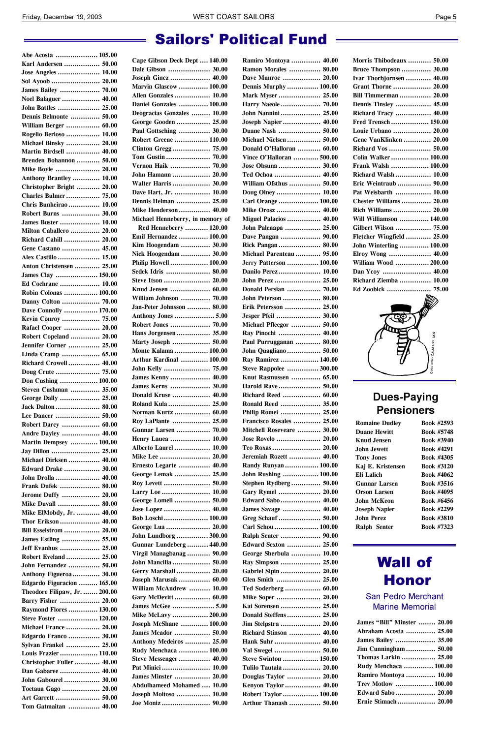# Sailors' Political Fund

| Name | Amount |
|---|---|
| Abe Acosta | 105.00 |
| Karl Andersen | 50.00 |
| Jose Angeles | 10.00 |
| Sol Ayoob | 20.00 |
| James Bailey | 70.00 |
| Noel Balaguer | 40.00 |
| John Battles | 25.00 |
| Dennis Belmonte | 50.00 |
| William Berger | 60.00 |
| Rogelio Berioso | 10.00 |
| Michael Binsky | 20.00 |
| Martin Birdsell | 40.00 |
| Brenden Bohannon | 50.00 |
| Mike Boyle | 20.00 |
| Anthony Brantley | 10.00 |
| Christopher Bright | 20.00 |
| Charles Bulmer | 75.00 |
| Chris Bunheirao | 10.00 |
| Robert Burns | 30.00 |
| James Buster | 10.00 |
| Milton Caballero | 20.00 |
| Richard Cahill | 20.00 |
| Gene Castano | 45.00 |
| Alex Castillo | 15.00 |
| Anton Christensen | 25.00 |
| James Clay | 150.00 |
| Ed Cochrane | 10.00 |
| Robin Colonas | 100.00 |
| Danny Colton | 70.00 |
| Dave Connolly | 170.00 |
| Kevin Conroy | 75.00 |
| Rafael Cooper | 20.00 |
| Robert Copeland | 20.00 |
| Jennifer Corner | 25.00 |
| Linda Cramp | 65.00 |
| Richard Crowell | 40.00 |
| Doug Crute | 75.00 |
| Don Cushing | 100.00 |
| Steven Cushman | 35.00 |
| George Dally | 25.00 |
| Jack Dalton | 80.00 |
| Lee Dancer | 50.00 |
| Robert Darcy | 60.00 |
| Andre Dayley | 40.00 |
| Martin Dempsey | 100.00 |
| Jay Dillon | 25.00 |
| Michael Dirksen | 40.00 |
| Edward Drake | 30.00 |
| John Drolla | 40.00 |
| Frank Dufek | 80.00 |
| Jerome Duffy | 20.00 |
| Mike Duvall | 80.00 |
| Mike ElMobdy, Jr. | 40.00 |
| Thor Erikson | 40.00 |
| Bill Esselstrom | 20.00 |
| James Estling | 55.00 |
| Jeff Evanhus | 25.00 |
| Robert Eveland | 25.00 |
| John Fernandez | 50.00 |
| Anthony Figueroa | 30.00 |
| Edgardo Figuracion | 165.00 |
| Theodore Filipaw, Jr. | 200.00 |
| Barry Fisher | 20.00 |
| Raymond Flores | 130.00 |
| Steve Foster | 120.00 |
| Michael France | 20.00 |
| Edgardo Franco | 30.00 |
| Sylvan Frankel | 25.00 |
| Louis Frazier | 110.00 |
| Christopher Fuller | 40.00 |
| Dan Gabaree | 40.00 |
| John Gabourel | 30.00 |
| Toetaua Gago | 20.00 |
| Art Garrett | 50.00 |
| Tom Gatmaitan | 40.00 |
| Cape Gibson Deck Dept | 140.00 |
| Dale Gibson | 30.00 |
| Joseph Ginez | 40.00 |
| Marvin Glascow | 100.00 |
| Allen Gonzales | 10.00 |
| Daniel Gonzales | 100.00 |
| Deogracias Gonzales | 10.00 |
| George Gooden | 25.00 |
| Paul Gottsching | 30.00 |
| Robert Greene | 110.00 |
| Clinton Gregg | 75.00 |
| Tom Gustin | 70.00 |
| Vernon Haik | 70.00 |
| John Hamann | 20.00 |
| Walter Harris | 30.00 |
| Dave Hart, Jr. | 10.00 |
| Dennis Helman | 25.00 |
| Mike Henderson | 40.00 |
| Michael Henneberry, in memory of Red Henneberry | 120.00 |
| Emil Hernandez | 100.00 |
| Kim Hoogendam | 30.00 |
| Nick Hoogendam | 30.00 |
| Philip Howell | 100.00 |
| Sedek Idris | 80.00 |
| Steve Itson | 20.00 |
| Knud Jensen | 60.00 |
| William Johnson | 70.00 |
| Jan-Peter Johnsson | 80.00 |
| Anthony Jones | 5.00 |
| Robert Jones | 70.00 |
| Hans Jorgensen | 35.00 |
| Marty Joseph | 50.00 |
| Monte Kalama | 100.00 |
| Arthur Kardinal | 100.00 |
| John Kelly | 75.00 |
| James Kenny | 40.00 |
| James Kerns | 30.00 |
| Donald Kruse | 40.00 |
| Roland Kula | 25.00 |
| Norman Kurtz | 60.00 |
| Roy LaPlante | 25.00 |
| Gunnar Larsen | 70.00 |
| Henry Lauea | 10.00 |
| Alberto Laurel | 10.00 |
| Mike Lee | 20.00 |
| Ernesto Legarte | 40.00 |
| George Lemak | 25.00 |
| Roy Levett | 50.00 |
| Larry Loe | 10.00 |
| George Lomeli | 50.00 |
| Jose Lopez | 40.00 |
| Bob Loschi | 100.00 |
| George Lua | 20.00 |
| John Lundborg | 300.00 |
| Gunnar Lundeberg | 440.00 |
| Virgil Managbanag | 90.00 |
| John Mancilla | 50.00 |
| Gerry Marshall | 20.00 |
| Joseph Marusak | 60.00 |
| William McAndrew | 10.00 |
| Gary McDevitt | 60.00 |
| James McGee | 5.00 |
| Mike McLavy | 200.00 |
| Joseph McShane | 100.00 |
| James Meador | 50.00 |
| Anthony Medeiros | 25.00 |
| Rudy Menchaca | 100.00 |
| Steve Messenger | 40.00 |
| Pat Minici | 10.00 |
| James Minster | 20.00 |
| Abdulhameed Mohamed | 10.00 |
| Joseph Moitoso | 10.00 |
| Joe Moniz | 90.00 |
| Ramiro Montoya | 40.00 |
| Ramon Morales | 80.00 |
| Dave Munroe | 20.00 |
| Dennis Murphy | 100.00 |
| Mark Myser | 25.00 |
| Harry Naeole | 70.00 |
| John Nannini | 25.00 |
| Joseph Napier | 40.00 |
| Duane Nash | 50.00 |
| Michael Nielsen | 50.00 |
| Donald O'Halloran | 60.00 |
| Vince O'Halloran | 500.00 |
| Jose Obsuna | 30.00 |
| Ted Ochoa | 40.00 |
| William Ofsthus | 50.00 |
| Doug Olney | 10.00 |
| Carl Orange | 100.00 |
| Mike Orosz | 40.00 |
| Miguel Palacios | 40.00 |
| John Palenapa | 25.00 |
| Dave Pangan | 90.00 |
| Rick Pangan | 80.00 |
| Michael Parenteau | 95.00 |
| Jerry Patterson | 100.00 |
| Danilo Perez | 10.00 |
| John Perez | 25.00 |
| Donald Persian | 70.00 |
| John Peterson | 80.00 |
| Erik Petersson | 25.00 |
| Jesper Pfeil | 30.00 |
| Michael Pfleegor | 50.00 |
| Ray Pinochi | 40.00 |
| Paul Purrugganan | 80.00 |
| John Quagliano | 50.00 |
| Ray Ramirez | 140.00 |
| Steve Rappolee | 300.00 |
| Knut Rasmussen | 65.00 |
| Harold Rave | 50.00 |
| Richard Reed | 60.00 |
| Ronald Reed | 35.00 |
| Philip Romei | 25.00 |
| Francisco Rosales | 25.00 |
| Mitchell Roseveare | 30.00 |
| Jose Rovelo | 20.00 |
| Teo Roxas | 20.00 |
| Jeremiah Rozett | 40.00 |
| Randy Runyan | 100.00 |
| John Rushing | 100.00 |
| Stephen Rydberg | 50.00 |
| Gary Rymel | 20.00 |
| Edward Sabo | 40.00 |
| James Savage | 40.00 |
| Greg Schauf | 50.00 |
| Carl Schou | 100.00 |
| Ralph Senter | 90.00 |
| Edward Sexton | 25.00 |
| George Sherbula | 10.00 |
| Ray Simpson | 25.00 |
| Gabriel Sipin | 20.00 |
| Glen Smith | 25.00 |
| Ted Soderberg | 60.00 |
| Mike Soper | 20.00 |
| Kai Sorensen | 25.00 |
| Donald Steffens | 25.00 |
| Jim Stelpstra | 20.00 |
| Richard Stinson | 40.00 |
| Hank Suhr | 40.00 |
| Val Swegel | 50.00 |
| Steve Swinton | 150.00 |
| Tulilo Tautala | 20.00 |
| Douglas Taylor | 20.00 |
| Kenyon Taylor | 40.00 |
| Robert Taylor | 100.00 |
| Arthur Thanash | 50.00 |
| Morris Thibodeaux | 50.00 |
| Bruce Thompson | 30.00 |
| Ivar Thorbjornsen | 40.00 |
| Grant Thorne | 20.00 |
| Bill Timmerman | 20.00 |
| Dennis Tinsley | 45.00 |
| Richard Tracy | 40.00 |
| Fred Trensch | 150.00 |
| Louie Urbano | 20.00 |
| Gene VanKlinken | 20.00 |
| Richard Vos | 50.00 |
| Colin Walker | 100.00 |
| Frank Walsh | 100.00 |
| Richard Walsh | 10.00 |
| Eric Weintraub | 90.00 |
| Pat Weisbarth | 10.00 |
| Chester Williams | 20.00 |
| Rich Williams | 20.00 |
| Will Williamson | 140.00 |
| Gilbert Wilson | 75.00 |
| Fletcher Wingfield | 25.00 |
| John Winterling | 100.00 |
| Elroy Wong | 40.00 |
| William Wood | 200.00 |
| Dan Ycoy | 40.00 |
| Richard Ziemba | 10.00 |
| Ed Zoobick | 75.00 |

## Dues-Paying Pensioners

| Name | Book |
|---|---|
| Romaine Dudley | Book #2593 |
| Duane Hewitt | Book #5748 |
| Knud Jensen | Book #3940 |
| John Jewett | Book #4291 |
| Tony Jones | Book #4305 |
| Kaj E. Kristensen | Book #3120 |
| Eli Lalich | Book #4062 |
| Gunnar Larsen | Book #3516 |
| Orson Larsen | Book #4095 |
| John McKeon | Book #6456 |
| Joseph Napier | Book #2299 |
| John Perez | Book #3810 |
| Ralph Senter | Book #7323 |

## Wall of Honor

San Pedro Merchant Marine Memorial

| Name | Amount |
|---|---|
| James "Bill" Minster | 20.00 |
| Abraham Acosta | 25.00 |
| James Bailey | 35.00 |
| Jim Cunningham | 50.00 |
| Thomas Larkin | 25.00 |
| Rudy Menchaca | 100.00 |
| Ramiro Montoya | 10.00 |
| Trev Motlow | 100.00 |
| Edward Sabo | 20.00 |
| Ernie Stimach | 20.00 |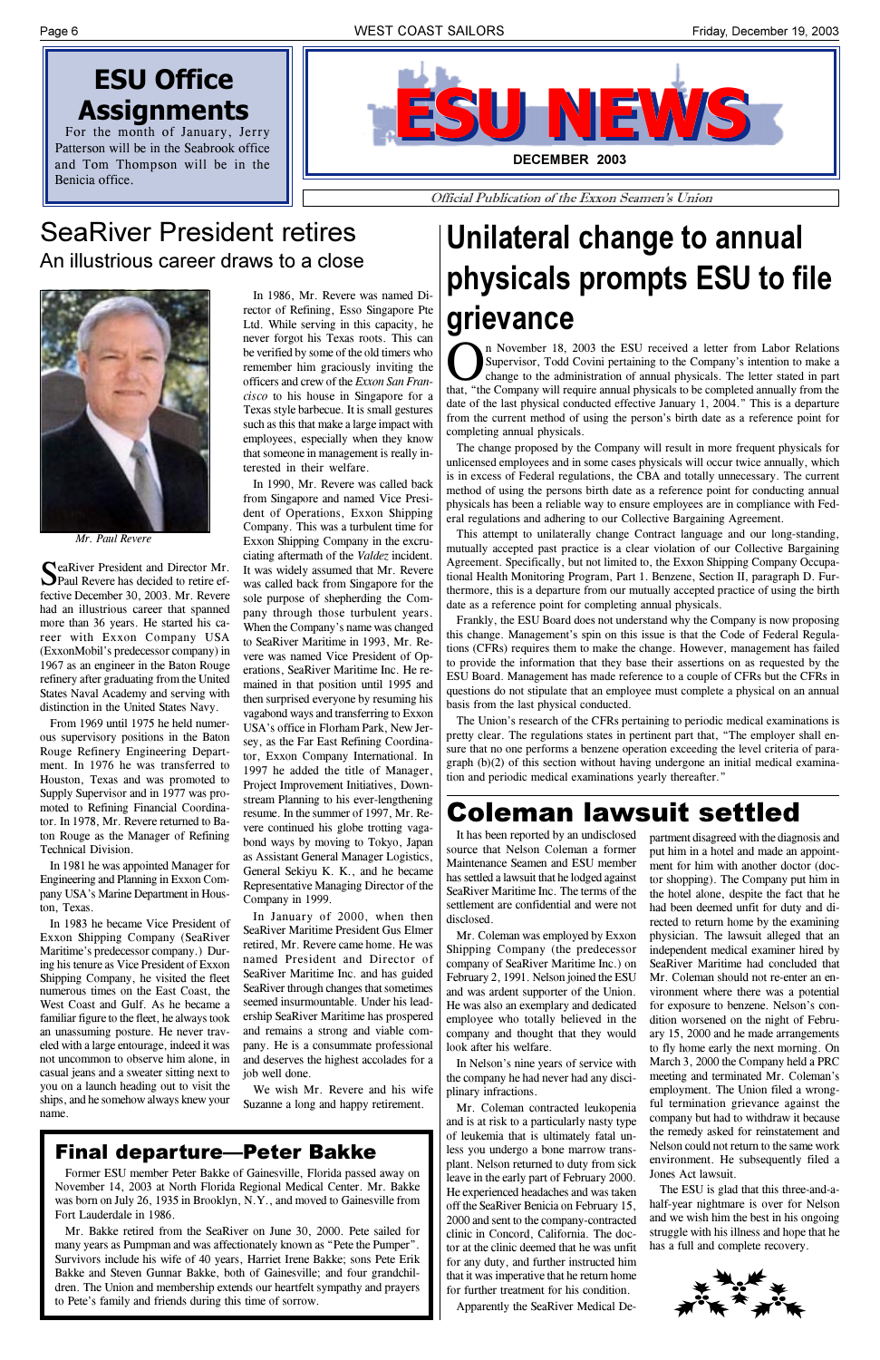## ESU Office Assignments

For the month of January, Jerry Patterson will be in the Seabrook office and Tom Thompson will be in the Benicia office.

# ESU NEWS

**DECEMBER 2003**

*Official Publication of the Exxon Seamen's Union*

## SeaRiver President retires

### An illustrious career draws to a close

*Mr. Paul Revere*

SeaRiver President and Director Mr. Paul Revere has decided to retire effective December 30, 2003. Mr. Revere has had an illustrious career that spanned more than 36 years. He started his career with Exxon Company USA (ExxonMobil's predecessor company) in 1967 as an engineer in the Baton Rouge refinery after graduating from the United States Naval Academy and serving with distinction in the United States Navy.

From 1969 until 1975 he held numerous supervisory positions in the Baton Rouge Refinery Engineering Department. In 1976 he was transferred to Houston, Texas and was promoted to Supply Supervisor and in 1977 was promoted to Refining Financial Coordinator. In 1978, Mr. Revere returned to Baton Rouge as the Manager of Refining Technical Division.

In 1981 he was appointed Manager for Engineering and Planning in Exxon Company USA's Marine Department in Houston, Texas.

In 1983 he became Vice President of Exxon Shipping Company (SeaRiver Maritime's predecessor company.) During his tenure as Vice President of Exxon Shipping Company, he visited the fleet numerous times on the East Coast, the West Coast and Gulf. As he became a familiar figure to the fleet, he always took an unassuming posture. He never traveled with a large entourage, indeed it was not uncommon to observe him alone, in casual jeans and a sweater sitting next to you on a launch heading out to visit the ships, and he somehow always knew your name.

In 1986, Mr. Revere was named Director of Refining, Esso Singapore Pte Ltd. While serving in this capacity, he never forgot his Texas roots. This can be verified by some of the old timers who remember him graciously inviting the officers and crew of the *Exxon San Francisco* to his house in Singapore for a Texas style barbecue. It is small gestures such as this that make a large impact with employees, especially when they know that someone in management is really interested in their welfare.

In 1990, Mr. Revere was called back from Singapore and named Vice President of Operations, Exxon Shipping Company. This was a turbulent time for Exxon Shipping Company in the excruciating aftermath of the *Valdez* incident. It was widely assumed that Mr. Revere was called back from Singapore for the sole purpose of shepherding the Company through those turbulent years. When the Company's name was changed to SeaRiver Maritime in 1993, Mr. Revere was named Vice President of Operations, SeaRiver Maritime Inc. He remained in that position until 1995 and then surprised everyone by resuming his vagabond ways and transferring to Exxon USA's office in Florham Park, New Jersey, as the Far East Refining Coordinator, Exxon Company International. In 1997 he added the title of Manager, Project Improvement Initiatives, Downstream Planning to his ever-lengthening resume. In the summer of 1997, Mr. Revere continued his globe trotting vagabond ways by moving to Tokyo, Japan as Assistant General Manager Logistics, General Sekiyu K. K., and he became Representative Managing Director of the Company in 1999.

In January of 2000, when then SeaRiver Maritime President Gus Elmer retired, Mr. Revere came home. He was named President and Director of SeaRiver Maritime Inc. and has guided SeaRiver through changes that sometimes seemed insurmountable. Under his leadership SeaRiver Maritime has prospered and remains a strong and viable company. He is a consummate professional and deserves the highest accolades for a job well done.

We wish Mr. Revere and his wife Suzanne a long and happy retirement.

## Final departure—Peter Bakke

Former ESU member Peter Bakke of Gainesville, Florida passed away on November 14, 2003 at North Florida Regional Medical Center. Mr. Bakke was born on July 26, 1935 in Brooklyn, N.Y., and moved to Gainesville from Fort Lauderdale in 1986.

Mr. Bakke retired from the SeaRiver on June 30, 2000. Pete sailed for many years as Pumpman and was affectionately known as "Pete the Pumper". Survivors include his wife of 40 years, Harriet Irene Bakke; sons Pete Erik Bakke and Steven Gunnar Bakke, both of Gainesville; and four grandchildren. The Union and membership extends our heartfelt sympathy and prayers to Pete's family and friends during this time of sorrow.

## Unilateral change to annual physicals prompts ESU to file grievance

On November 18, 2003 the ESU received a letter from Labor Relations Supervisor, Todd Covini pertaining to the Company's intention to make a change to the administration of annual physicals. The letter stated in part that, "the Company will require annual physicals to be completed annually from the date of the last physical conducted effective January 1, 2004." This is a departure from the current method of using the person's birth date as a reference point for completing annual physicals.

The change proposed by the Company will result in more frequent physicals for unlicensed employees and in some cases physicals will occur twice annually, which is in excess of Federal regulations, the CBA and totally unnecessary. The current method of using the persons birth date as a reference point for conducting annual physicals has been a reliable way to ensure employees are in compliance with Federal regulations and adhering to our Collective Bargaining Agreement.

This attempt to unilaterally change Contract language and our long-standing, mutually accepted past practice is a clear violation of our Collective Bargaining Agreement. Specifically, but not limited to, the Exxon Shipping Company Occupational Health Monitoring Program, Part 1. Benzene, Section II, paragraph D. Furthermore, this is a departure from our mutually accepted practice of using the birth date as a reference point for completing annual physicals.

Frankly, the ESU Board does not understand why the Company is now proposing this change. Management's spin on this issue is that the Code of Federal Regulations (CFRs) requires them to make the change. However, management has failed to provide the information that they base their assertions on as requested by the ESU Board. Management has made reference to a couple of CFRs but the CFRs in questions do not stipulate that an employee must complete a physical on an annual basis from the last physical conducted.

The Union's research of the CFRs pertaining to periodic medical examinations is pretty clear. The regulations states in pertinent part that, "The employer shall ensure that no one performs a benzene operation exceeding the level criteria of paragraph (b)(2) of this section without having undergone an initial medical examination and periodic medical examinations yearly thereafter."

## Coleman lawsuit settled

It has been reported by an undisclosed source that Nelson Coleman a former Maintenance Seamen and ESU member has settled a lawsuit that he lodged against SeaRiver Maritime Inc. The terms of the settlement are confidential and were not disclosed.

Mr. Coleman was employed by Exxon Shipping Company (the predecessor company of SeaRiver Maritime Inc.) on February 2, 1991. Nelson joined the ESU and was ardent supporter of the Union. He was also an exemplary and dedicated employee who totally believed in the company and thought that they would look after his welfare.

In Nelson's nine years of service with the company he had never had any disciplinary infractions.

Mr. Coleman contracted leukopenia and is at risk to a particularly nasty type of leukemia that is ultimately fatal unless you undergo a bone marrow transplant. Nelson returned to duty from sick leave in the early part of February 2000. He experienced headaches and was taken off the SeaRiver Benicia on February 15, 2000 and sent to the company-contracted clinic in Concord, California. The doctor at the clinic deemed that he was unfit for any duty, and further instructed him that it was imperative that he return home for further treatment for his condition.

Apparently the SeaRiver Medical Department disagreed with the diagnosis and put him in a hotel and made an appointment for him with another doctor (doctor shopping). The Company put him in the hotel alone, despite the fact that he had been deemed unfit for duty and directed to return home by the examining physician. The lawsuit alleged that an independent medical examiner hired by SeaRiver Maritime had concluded that Mr. Coleman should not re-enter an environment where there was a potential for exposure to benzene. Nelson's condition worsened on the night of February 15, 2000 and he made arrangements to fly home early the next morning. On March 3, 2000 the Company held a PRC meeting and terminated Mr. Coleman's employment. The Union filed a wrongful termination grievance against the company but had to withdraw it because the remedy asked for reinstatement and Nelson could not return to the same work environment. He subsequently filed a Jones Act lawsuit.

The ESU is glad that this three-and-a-half-year nightmare is over for Nelson and we wish him the best in his ongoing struggle with his illness and hope that he has a full and complete recovery.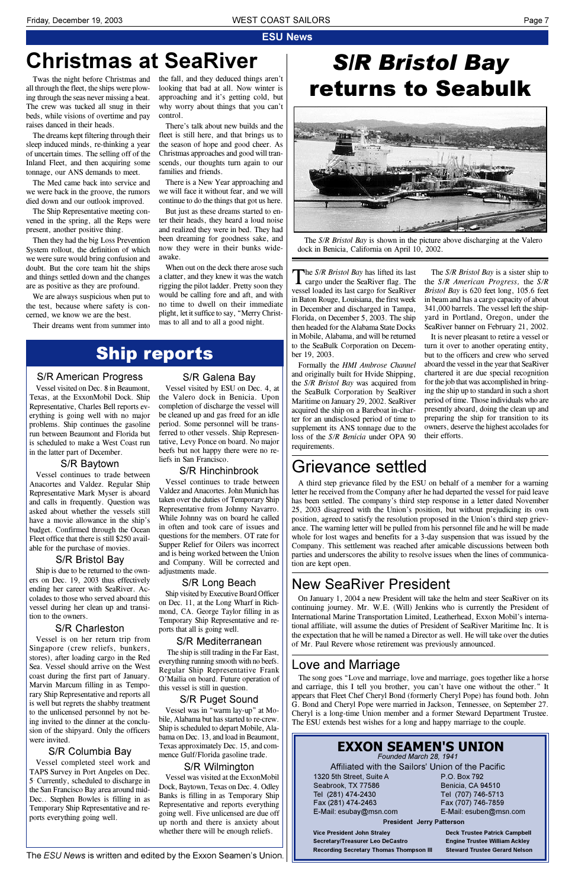## ESU News

# Christmas at SeaRiver

Twas the night before Christmas and all through the fleet, the ships were plowing through the seas never missing a beat. The crew was tucked all snug in their beds, while visions of overtime and pay raises danced in their heads.

The dreams kept filtering through their sleep induced minds, re-thinking a year of uncertain times. The selling off of the Inland Fleet, and then acquiring some tonnage, our ANS demands to meet.

The Med came back into service and we were back in the groove, the rumors died down and our outlook improved.

The Ship Representative meeting convened in the spring, all the Reps were present, another positive thing.

Then they had the big Loss Prevention System rollout, the definition of which we were sure would bring confusion and doubt. But the core team hit the ships and things settled down and the changes are as positive as they are profound.

We are always suspicious when put to the test, because where safety is concerned, we know we are the best.

Their dreams went from summer into the fall, and they deduced things aren't looking that bad at all. Now winter is approaching and it's getting cold, but why worry about things that you can't control.

There's talk about new builds and the fleet is still here, and that brings us to the season of hope and good cheer. As Christmas approaches and good will transcends, our thoughts turn again to our families and friends.

There is a New Year approaching and we will face it without fear, and we will continue to do the things that got us here.

But just as these dreams started to enter their heads, they heard a loud noise and realized they were in bed. They had been dreaming for goodness sake, and now they were in their bunks wide-awake.

When out on the deck there arose such a clatter, and they knew it was the watch rigging the pilot ladder. Pretty soon they would be calling fore and aft, and with no time to dwell on their immediate plight, let it suffice to say, "Merry Christmas to all and to all a good night.

# *S/R Bristol Bay* returns to Seabulk

The *S/R Bristol Bay* is shown in the picture above discharging at the Valero dock in Benicia, California on April 10, 2002.

The *S/R Bristol Bay* has lifted its last cargo under the SeaRiver flag. The vessel loaded its last cargo for SeaRiver in Baton Rouge, Louisiana, the first week in December and discharged in Tampa, Florida, on December 5, 2003. The ship then headed for the Alabama State Docks in Mobile, Alabama, and will be returned to the SeaBulk Corporation on December 19, 2003.

Formally the *HMI Ambrose Channel* and originally built for Hvide Shipping, the *S/R Bristol Bay* was acquired from the SeaBulk Corporation by SeaRiver Maritime on January 29, 2002. SeaRiver acquired the ship on a Bareboat in-charter for an undisclosed period of time to supplement its ANS tonnage due to the loss of the *S/R Benicia* under OPA 90 requirements.

The *S/R Bristol Bay* is a sister ship to the *S/R American Progress,* the *S/R Bristol Bay* is 620 feet long, 105.6 feet in beam and has a cargo capacity of about 341,000 barrels. The vessel left the shipyard in Portland, Oregon, under the SeaRiver banner on February 21, 2002.

It is never pleasant to retire a vessel or turn it over to another operating entity, but to the officers and crew who served aboard the vessel in the year that SeaRiver chartered it are due special recognition for the job that was accomplished in bringing the ship up to standard in such a short period of time. Those individuals who are presently aboard, doing the clean up and preparing the ship for transition to its owners, deserve the highest accolades for their efforts.

# Ship reports

### S/R American Progress

Vessel visited on Dec. 8 in Beaumont, Texas, at the ExxonMobil Dock. Ship Representative, Charles Bell reports everything is going well with no major problems. Ship continues the gasoline run between Beaumont and Florida but is scheduled to make a West Coast run in the latter part of December.

### S/R Baytown

Vessel continues to trade between Anacortes and Valdez. Regular Ship Representative Mark Myser is aboard and calls in frequently. Question was asked about whether the vessels still have a movie allowance in the ship's budget. Confirmed through the Ocean Fleet office that there is still $250 available for the purchase of movies.

### S/R Bristol Bay

Ship is due to be returned to the owners on Dec. 19, 2003 thus effectively ending her career with SeaRiver. Accolades to those who served aboard this vessel during her clean up and transition to the owners.

### S/R Charleston

Vessel is on her return trip from Singapore (crew reliefs, bunkers, stores), after loading cargo in the Red Sea. Vessel should arrive on the West coast during the first part of January. Marvin Marcum filling in as Temporary Ship Representative and reports all is well but regrets the shabby treatment to the unlicensed personnel for not being invited to the dinner at the conclusion of the shipyard. Only the officers were invited.

### S/R Columbia Bay

Vessel completed steel work and TAPS Survey in Port Angeles on Dec. 5 Currently, scheduled to discharge in the San Francisco Bay area around mid-Dec.. Stephen Bowles is filling in as Temporary Ship Representative and reports everything going well.

### S/R Galena Bay

Vessel visited by ESU on Dec. 4, at the Valero dock in Benicia. Upon completion of discharge the vessel will be cleaned up and gas freed for an idle period. Some personnel will be transferred to other vessels. Ship Representative, Levy Ponce on board. No major beefs but not happy there were no reliefs in San Francisco.

### S/R Hinchinbrook

Vessel continues to trade between Valdez and Anacortes. John Munich has taken over the duties of Temporary Ship Representative from Johnny Navarro. While Johnny was on board he called in often and took care of issues and questions for the members. OT rate for Supper Relief for Oilers was incorrect and is being worked between the Union and Company. Will be corrected and adjustments made.

### S/R Long Beach

Ship visited by Executive Board Officer on Dec. 11, at the Long Wharf in Richmond, CA. George Taylor filling in as Temporary Ship Representative and reports that all is going well.

### S/R Mediterranean

The ship is still trading in the Far East, everything running smooth with no beefs. Regular Ship Representative Frank O'Mailia on board. Future operation of this vessel is still in question.

### S/R Puget Sound

Vessel was in "warm lay-up" at Mobile, Alabama but has started to re-crew. Ship is scheduled to depart Mobile, Alabama on Dec. 13, and load in Beaumont, Texas approximately Dec. 15, and commence Gulf/Florida gasoline trade.

### S/R Wilmington

Vessel was visited at the ExxonMobil Dock, Baytown, Texas on Dec. 4. Odley Banks is filling in as Temporary Ship Representative and reports everything going well. Five unlicensed are due off up north and there is anxiety about whether there will be enough reliefs.

The *ESU News* is written and edited by the Exxon Seamen's Union.

# Grievance settled

A third step grievance filed by the ESU on behalf of a member for a warning letter he received from the Company after he had departed the vessel for paid leave has been settled. The company's third step response in a letter dated November 25, 2003 disagreed with the Union's position, but without prejudicing its own position, agreed to satisfy the resolution proposed in the Union's third step grievance. The warning letter will be pulled from his personnel file and he will be made whole for lost wages and benefits for a 3-day suspension that was issued by the Company. This settlement was reached after amicable discussions between both parties and underscores the ability to resolve issues when the lines of communication are kept open.

# New SeaRiver President

On January 1, 2004 a new President will take the helm and steer SeaRiver on its continuing journey. Mr. W.E. (Will) Jenkins who is currently the President of International Marine Transportation Limited, Leatherhead, Exxon Mobil's international affiliate, will assume the duties of President of SeaRiver Maritime Inc. It is the expectation that he will be named a Director as well. He will take over the duties of Mr. Paul Revere whose retirement was previously announced.

## Love and Marriage

The song goes "Love and marriage, love and marriage, goes together like a horse and carriage, this I tell you brother, you can't have one without the other." It appears that Fleet Chef Cheryl Bond (formerly Cheryl Pope) has found both. John G. Bond and Cheryl Pope were married in Jackson, Tennessee, on September 27. Cheryl is a long-time Union member and a former Steward Department Trustee. The ESU extends best wishes for a long and happy marriage to the couple.

## EXXON SEAMEN'S UNION

*Founded March 28, 1941*

Affiliated with the Sailors' Union of the Pacific

| | |
|---|---|
| 1320 5th Street, Suite A | P.O. Box 792 |
| Seabrook, TX 77586 | Benicia, CA 94510 |
| Tel (281) 474-2430 | Tel (707) 746-5713 |
| Fax (281) 474-2463 | Fax (707) 746-7859 |
| E-Mail: esubay@msn.com | E-Mail: esuben@msn.com |

**President Jerry Patterson**

| | |
|---|---|
| **Vice President John Straley** | **Deck Trustee Patrick Campbell** |
| **Secretary/Treasurer Leo DeCastro** | **Engine Trustee William Ackley** |
| **Recording Secretary Thomas Thompson III** | **Steward Trustee Gerard Nelson** |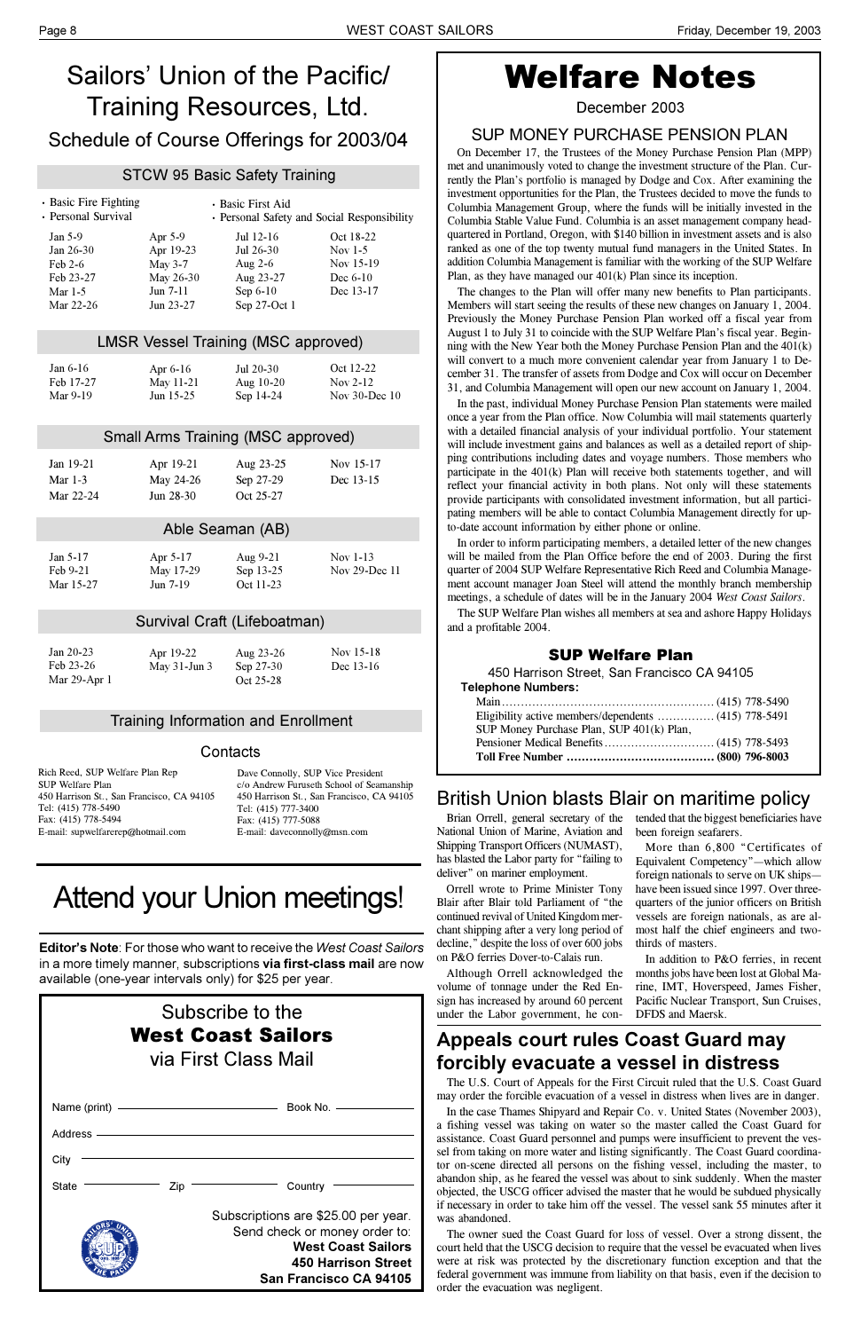# Sailors' Union of the Pacific/ Training Resources, Ltd.

## Schedule of Course Offerings for 2003/04

### STCW 95 Basic Safety Training

- Basic Fire Fighting
- Personal Survival
- Basic First Aid
- Personal Safety and Social Responsibility

| | | | |
|---|---|---|---|
| Jan 5-9 | Apr 5-9 | Jul 12-16 | Oct 18-22 |
| Jan 26-30 | Apr 19-23 | Jul 26-30 | Nov 1-5 |
| Feb 2-6 | May 3-7 | Aug 2-6 | Nov 15-19 |
| Feb 23-27 | May 26-30 | Aug 23-27 | Dec 6-10 |
| Mar 1-5 | Jun 7-11 | Sep 6-10 | Dec 13-17 |
| Mar 22-26 | Jun 23-27 | Sep 27-Oct 1 | |

### LMSR Vessel Training (MSC approved)

| | | | |
|---|---|---|---|
| Jan 6-16 | Apr 6-16 | Jul 20-30 | Oct 12-22 |
| Feb 17-27 | May 11-21 | Aug 10-20 | Nov 2-12 |
| Mar 9-19 | Jun 15-25 | Sep 14-24 | Nov 30-Dec 10 |

### Small Arms Training (MSC approved)

| | | | |
|---|---|---|---|
| Jan 19-21 | Apr 19-21 | Aug 23-25 | Nov 15-17 |
| Mar 1-3 | May 24-26 | Sep 27-29 | Dec 13-15 |
| Mar 22-24 | Jun 28-30 | Oct 25-27 | |

### Able Seaman (AB)

| | | | |
|---|---|---|---|
| Jan 5-17 | Apr 5-17 | Aug 9-21 | Nov 1-13 |
| Feb 9-21 | May 17-29 | Sep 13-25 | Nov 29-Dec 11 |
| Mar 15-27 | Jun 7-19 | Oct 11-23 | |

### Survival Craft (Lifeboatman)

| | | | |
|---|---|---|---|
| Jan 20-23 | Apr 19-22 | Aug 23-26 | Nov 15-18 |
| Feb 23-26 | May 31-Jun 3 | Sep 27-30 | Dec 13-16 |
| Mar 29-Apr 1 | | Oct 25-28 | |

### Training Information and Enrollment

#### Contacts

Rich Reed, SUP Welfare Plan Rep
SUP Welfare Plan
450 Harrison St., San Francisco, CA 94105
Tel: (415) 778-5490
Fax: (415) 778-5494
E-mail: supwelfarerep@hotmail.com

Dave Connolly, SUP Vice President
c/o Andrew Furuseth School of Seamanship
450 Harrison St., San Francisco, CA 94105
Tel: (415) 777-3400
Fax: (415) 777-5088
E-mail: daveconnolly@msn.com

# Attend your Union meetings!

**Editor's Note**: For those who want to receive the *West Coast Sailors* in a more timely manner, subscriptions **via first-class mail** are now available (one-year intervals only) for $25 per year.

## Subscribe to the **West Coast Sailors** via First Class Mail

Name (print) ____________ Book No. ________

Address ____________

City ____________

State ________ Zip ________ Country ________

Subscriptions are $25.00 per year.
Send check or money order to:
**West Coast Sailors**
**450 Harrison Street**
**San Francisco CA 94105**

# Welfare Notes

December 2003

## SUP MONEY PURCHASE PENSION PLAN

On December 17, the Trustees of the Money Purchase Pension Plan (MPP) met and unanimously voted to change the investment structure of the Plan. Currently the Plan's portfolio is managed by Dodge and Cox. After examining the investment opportunities for the Plan, the Trustees decided to move the funds to Columbia Management Group, where the funds will be initially invested in the Columbia Stable Value Fund. Columbia is an asset management company headquartered in Portland, Oregon, with $140 billion in investment assets and is also ranked as one of the top twenty mutual fund managers in the United States. In addition Columbia Management is familiar with the working of the SUP Welfare Plan, as they have managed our 401(k) Plan since its inception.

The changes to the Plan will offer many new benefits to Plan participants. Members will start seeing the results of these new changes on January 1, 2004. Previously the Money Purchase Pension Plan worked off a fiscal year from August 1 to July 31 to coincide with the SUP Welfare Plan's fiscal year. Beginning with the New Year both the Money Purchase Pension Plan and the 401(k) will convert to a much more convenient calendar year from January 1 to December 31. The transfer of assets from Dodge and Cox will occur on December 31, and Columbia Management will open our new account on January 1, 2004.

In the past, individual Money Purchase Pension Plan statements were mailed once a year from the Plan office. Now Columbia will mail statements quarterly with a detailed financial analysis of your individual portfolio. Your statement will include investment gains and balances as well as a detailed report of shipping contributions including dates and voyage numbers. Those members who participate in the 401(k) Plan will receive both statements together, and will reflect your financial activity in both plans. Not only will these statements provide participants with consolidated investment information, but all participating members will be able to contact Columbia Management directly for up-to-date account information by either phone or online.

In order to inform participating members, a detailed letter of the new changes will be mailed from the Plan Office before the end of 2003. During the first quarter of 2004 SUP Welfare Representative Rich Reed and Columbia Management account manager Joan Steel will attend the monthly branch membership meetings, a schedule of dates will be in the January 2004 *West Coast Sailors*.

The SUP Welfare Plan wishes all members at sea and ashore Happy Holidays and a profitable 2004.

### SUP Welfare Plan

450 Harrison Street, San Francisco CA 94105

**Telephone Numbers:**

Main .............. (415) 778-5490
Eligibility active members/dependents .............. (415) 778-5491
SUP Money Purchase Plan, SUP 401(k) Plan,
Pensioner Medical Benefits .............. (415) 778-5493
**Toll Free Number .............. (800) 796-8003**

## British Union blasts Blair on maritime policy

Brian Orrell, general secretary of the National Union of Marine, Aviation and Shipping Transport Officers (NUMAST), has blasted the Labor party for "failing to deliver" on mariner employment.

Orrell wrote to Prime Minister Tony Blair after Blair told Parliament of "the continued revival of United Kingdom merchant shipping after a very long period of decline," despite the loss of over 600 jobs on P&O ferries Dover-to-Calais run.

Although Orrell acknowledged the volume of tonnage under the Red Ensign has increased by around 60 percent under the Labor government, he contended that the biggest beneficiaries have been foreign seafarers.

More than 6,800 "Certificates of Equivalent Competency"—which allow foreign nationals to serve on UK ships—have been issued since 1997. Over three-quarters of the junior officers on British vessels are foreign nationals, as are almost half the chief engineers and two-thirds of masters.

In addition to P&O ferries, in recent months jobs have been lost at Global Marine, IMT, Horspeed, James Fisher, Pacific Nuclear Transport, Sun Cruises, DFDS and Maersk.

## Appeals court rules Coast Guard may forcibly evacuate a vessel in distress

The U.S. Court of Appeals for the First Circuit ruled that the U.S. Coast Guard may order the forcible evacuation of a vessel in distress when lives are in danger.

In the case Thames Shipyard and Repair Co. v. United States (November 2003), a fishing vessel was taking on water so the master called the Coast Guard for assistance. Coast Guard personnel and pumps were insufficient to prevent the vessel from taking on more water and listing significantly. The Coast Guard coordinator on-scene directed all persons on the fishing vessel, including the master, to abandon ship, as he feared the vessel was about to sink suddenly. When the master objected, the USCG officer advised the master that he would be subdued physically if necessary in order to take him off the vessel. The vessel sank 55 minutes after it was abandoned.

The owner sued the Coast Guard for loss of vessel. Over a strong dissent, the court held that the USCG decision to require that the vessel be evacuated when lives were at risk was protected by the discretionary function exception and that the federal government was immune from liability on that basis, even if the decision to order the evacuation was negligent.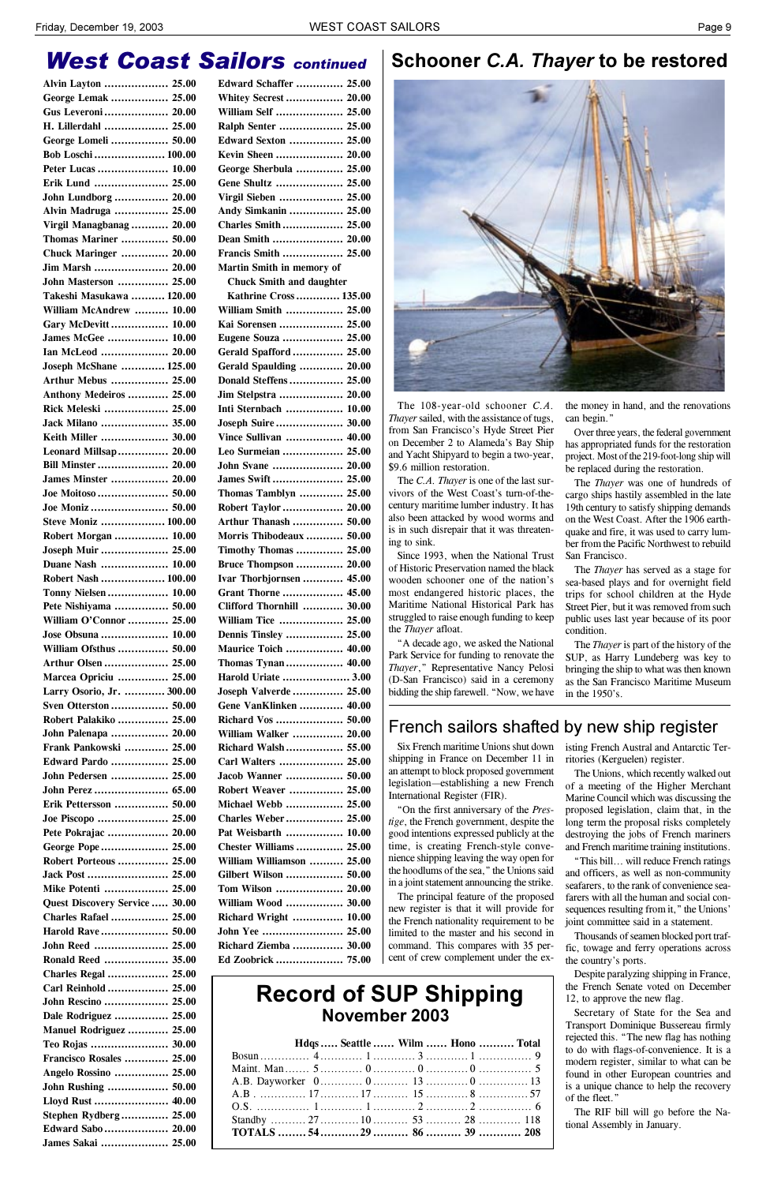# West Coast Sailors *continued*

Alvin Layton .................. 25.00
George Lemak ................. 25.00
Gus Leveroni .................. 20.00
H. Lillerdahl .................. 25.00
George Lomeli ................ 50.00
Bob Loschi ..................... 100.00
Peter Lucas ..................... 10.00
Erik Lund ...................... 25.00
John Lundborg ................ 20.00
Alvin Madruga ............... 25.00
Virgil Managbanag ........... 20.00
Thomas Mariner ............. 50.00
Chuck Maringer ............. 20.00
Jim Marsh ...................... 20.00
John Masterson ............... 25.00
Takeshi Masukawa .......... 120.00
William McAndrew .......... 10.00
Gary McDevitt ................. 10.00
James McGee .................. 10.00
Ian McLeod .................... 20.00
Joseph McShane ............. 125.00
Arthur Mebus ................. 25.00
Anthony Medeiros ............ 25.00
Rick Meleski ................... 25.00
Jack Milano .................... 35.00
Keith Miller .................... 30.00
Leonard Millsap ............... 20.00
Bill Minster ..................... 20.00
James Minster ................. 20.00
Joe Moitoso ..................... 50.00
Joe Moniz ....................... 50.00
Steve Moniz ................... 100.00
Robert Morgan ................ 10.00
Joseph Muir .................... 25.00
Duane Nash .................... 10.00
Robert Nash ................... 100.00
Tonny Nielsen ................. 10.00
Pete Nishiyama ................ 50.00
William O'Connor ............ 25.00
Jose Obsuna .................... 10.00
William Ofsthus ............... 50.00
Arthur Olsen ................... 25.00
Marcea Opriciu ............... 25.00
Larry Osorio, Jr. ............ 300.00
Sven Otterston ................. 50.00
Robert Palakiko ............... 25.00
John Palenapa ................. 20.00
Frank Pankowski ............. 25.00
Edward Pardo ................. 25.00
John Pedersen ................. 25.00
John Perez ...................... 65.00
Erik Pettersson ................ 50.00
Joe Piscopo ..................... 25.00
Pete Pokrajac ................. 20.00
George Pope .................... 25.00
Robert Porteous ............... 25.00
Jack Post ........................ 25.00
Mike Potenti ................... 25.00
Quest Discovery Service ..... 30.00
Charles Rafael ................. 25.00
Harold Rave .................... 50.00
John Reed ...................... 25.00
Ronald Reed ................... 35.00
Charles Regal .................. 25.00
Carl Reinhold .................. 25.00
John Rescino ................... 25.00
Dale Rodriguez ................ 25.00
Manuel Rodriguez ............ 25.00
Teo Rojas ....................... 30.00
Francisco Rosales ............. 25.00
Angelo Rossino ................ 25.00
John Rushing .................. 50.00
Lloyd Rust ...................... 40.00
Stephen Rydberg .............. 25.00
Edward Sabo ................... 20.00
James Sakai .................... 25.00
Edward Schaffer .............. 25.00
Whitey Secrest ................. 20.00
William Self .................... 25.00
Ralph Senter ................... 25.00
Edward Sexton ................ 25.00
Kevin Sheen .................... 20.00
George Sherbula .............. 25.00
Gene Shultz .................... 25.00
Virgil Sieben ................... 25.00
Andy Simkanin ................ 25.00
Charles Smith .................. 25.00
Dean Smith ..................... 20.00
Francis Smith .................. 25.00
Martin Smith in memory of
Chuck Smith and daughter
Kathrine Cross ............. 135.00
William Smith ................. 25.00
Kai Sorensen ................... 25.00
Eugene Souza .................. 25.00
Gerald Spafford ............... 25.00
Gerald Spaulding ............. 20.00
Donald Steffens ................ 25.00
Jim Stelpstra ................... 20.00
Inti Sternbach ................. 10.00
Joseph Suire .................... 30.00
Vince Sullivan ................. 40.00
Leo Surmeian .................. 25.00
John Svane ..................... 20.00
James Swift ..................... 25.00
Thomas Tamblyn ............. 25.00
Robert Taylor .................. 20.00
Arthur Thanash ............... 50.00
Morris Thibodeaux ........... 50.00
Timothy Thomas ............. 25.00
Bruce Thompson ............. 20.00
Ivar Thorbjornsen ............ 45.00
Grant Thorne .................. 45.00
Clifford Thornhill ............ 30.00
William Tice ................... 25.00
Dennis Tinsley ................. 25.00
Maurice Toich ................. 40.00
Thomas Tynan ................. 40.00
Harold Uriate .................... 3.00
Joseph Valverde ............... 25.00
Gene VanKlinken ............. 40.00
Richard Vos .................... 50.00
William Walker ............... 20.00
Richard Walsh ................. 55.00
Carl Walters ................... 25.00
Jacob Wanner ................. 50.00
Robert Weaver ................ 25.00
Michael Webb ................. 25.00
Charles Weber ................. 25.00
Pat Weisbarth ................. 10.00
Chester Williams .............. 25.00
William Williamson .......... 25.00
Gilbert Wilson ................. 50.00
Tom Wilson .................... 20.00
William Wood ................. 30.00
Richard Wright ............... 10.00
John Yee ........................ 25.00
Richard Ziemba ............... 30.00
Ed Zoobrick ..................... 75.00

# Schooner *C.A. Thayer* to be restored

The 108-year-old schooner *C.A. Thayer* sailed, with the assistance of tugs, from San Francisco's Hyde Street Pier on December 2 to Alameda's Bay Ship and Yacht Shipyard to begin a two-year, $9.6 million restoration.

The *C.A. Thayer* is one of the last survivors of the West Coast's turn-of-the-century maritime lumber industry. It has also been attacked by wood worms and is in such disrepair that it was threatening to sink.

Since 1993, when the National Trust of Historic Preservation named the black wooden schooner one of the nation's most endangered historic places, the Maritime National Historical Park has struggled to raise enough funding to keep the *Thayer* afloat.

"A decade ago, we asked the National Park Service for funding to renovate the *Thayer*," Representative Nancy Pelosi (D-San Francisco) said in a ceremony bidding the ship farewell. "Now, we have the money in hand, and the renovations can begin."

Over three years, the federal government has appropriated funds for the restoration project. Most of the 219-foot-long ship will be replaced during the restoration.

The *Thayer* was one of hundreds of cargo ships hastily assembled in the late 19th century to satisfy shipping demands on the West Coast. After the 1906 earthquake and fire, it was used to carry lumber from the Pacific Northwest to rebuild San Francisco.

The *Thayer* has served as a stage for sea-based plays and for overnight field trips for school children at the Hyde Street Pier, but it was removed from such public uses last year because of its poor condition.

The *Thayer* is part of the history of the SUP, as Harry Lundeberg was key to bringing the ship to what was then known as the San Francisco Maritime Museum in the 1950's.

# French sailors shafted by new ship register

Six French maritime Unions shut down shipping in France on December 11 in an attempt to block proposed government legislation—establishing a new French International Register (FIR).

"On the first anniversary of the *Prestige*, the French government, despite the good intentions expressed publicly at the time, is creating French-style convenience shipping leaving the way open for the hoodlums of the sea," the Unions said in a joint statement announcing the strike.

The principal feature of the proposed new register is that it will provide for the French nationality requirement to be limited to the master and his second in command. This compares with 35 percent of crew complement under the existing French Austral and Antarctic Territories (Kerguelen) register.

The Unions, which recently walked out of a meeting of the Higher Merchant Marine Council which was discussing the proposed legislation, claim that, in the long term the proposal risks completely destroying the jobs of French mariners and French maritime training institutions.

"This bill… will reduce French ratings and officers, as well as non-community seafarers, to the rank of convenience seafarers with all the human and social consequences resulting from it," the Unions' joint committee said in a statement.

Thousands of seamen blocked port traffic, towage and ferry operations across the country's ports.

Despite paralyzing shipping in France, the French Senate voted on December 12, to approve the new flag.

Secretary of State for the Sea and Transport Dominique Bussereau firmly rejected this. "The new flag has nothing to do with flags-of-convenience. It is a modern register, similar to what can be found in other European countries and is a unique chance to help the recovery of the fleet."

The RIF bill will go before the National Assembly in January.

# Record of SUP Shipping
## November 2003

| | Hdqs | Seattle | Wilm | Hono | Total |
|---|---|---|---|---|---|
| Bosun | 4 | 1 | 3 | 1 | 9 |
| Maint. Man | 5 | 0 | 0 | 0 | 5 |
| A.B. Dayworker | 0 | 0 | 13 | 0 | 13 |
| A.B | 17 | 17 | 15 | 8 | 57 |
| O.S. | 1 | 1 | 2 | 2 | 6 |
| Standby | 27 | 10 | 53 | 28 | 118 |
| **TOTALS** | **54** | **29** | **86** | **39** | **208** |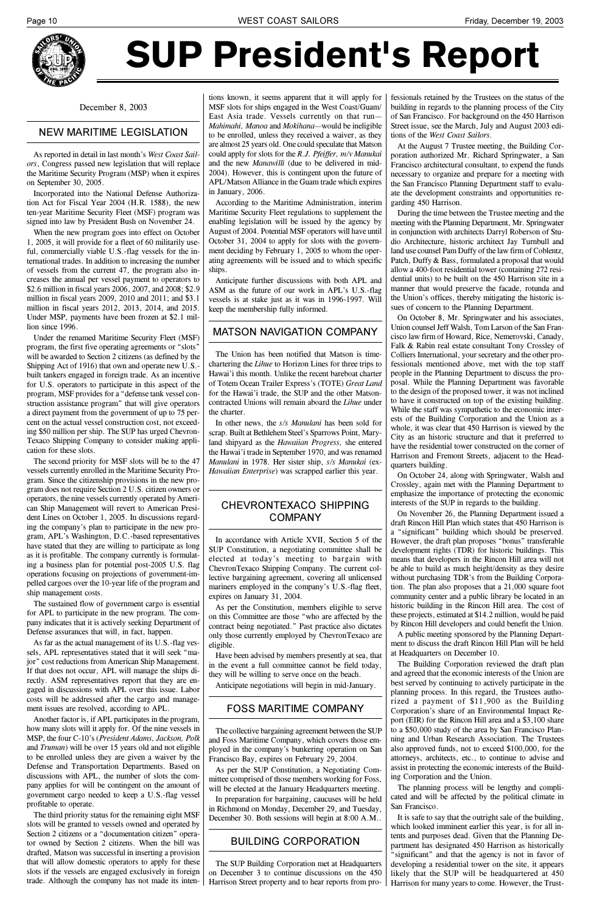# SUP President's Report

December 8, 2003

## NEW MARITIME LEGISLATION

As reported in detail in last month's *West Coast Sailors*, Congress passed new legislation that will replace the Maritime Security Program (MSP) when it expires on September 30, 2005.

Incorporated into the National Defense Authorization Act for Fiscal Year 2004 (H.R. 1588), the new ten-year Maritime Security Fleet (MSF) program was signed into law by President Bush on November 24.

When the new program goes into effect on October 1, 2005, it will provide for a fleet of 60 militarily useful, commercially viable U.S.-flag vessels for the international trades. In addition to increasing the number of vessels from the current 47, the program also increases the annual per vessel payment to operators to \$2.6 million in fiscal years 2006, 2007, and 2008; \$2.9 million in fiscal years 2009, 2010 and 2011; and \$3.1 million in fiscal years 2012, 2013, 2014, and 2015. Under MSP, payments have been frozen at \$2.1 million since 1996.

Under the renamed Maritime Security Fleet (MSF) program, the first five operating agreements or "slots" will be awarded to Section 2 citizens (as defined by the Shipping Act of 1916) that own and operate new U.S.-built tankers engaged in foreign trade. As an incentive for U.S. operators to participate in this aspect of the program, MSF provides for a "defense tank vessel construction assistance program" that will give operators a direct payment from the government of up to 75 percent on the actual vessel construction cost, not exceeding \$50 million per ship. The SUP has urged ChevronTexaco Shipping Company to consider making applications for these slots.

The second priority for MSF slots will be to the 47 vessels currently enrolled in the Maritime Security Program. Since the citizenship provisions in the new program does not require Section 2 U.S. citizen owners or operators, the nine vessels currently operated by American Ship Management will revert to American President Lines on October 1, 2005. In discussions regarding the company's plan to participate in the new program, APL's Washington, D.C.-based representatives have stated that they are willing to participate as long as it is profitable. The company currently is formulating a business plan for potential post-2005 U.S. flag operations focusing on projections of government-impelled cargoes over the 10-year life of the program and ship management costs.

The sustained flow of government cargo is essential for APL to participate in the new program. The company indicates that it is actively seeking Department of Defense assurances that will, in fact, happen.

As far as the actual management of its U.S.-flag vessels, APL representatives stated that it will seek "major" cost reductions from American Ship Management. If that does not occur, APL will manage the ships directly. ASM representatives report that they are engaged in discussions with APL over this issue. Labor costs will be addressed after the cargo and management issues are resolved, according to APL.

Another factor is, if APL participates in the program, how many slots will it apply for. Of the nine vessels in MSP, the four C-10's (*President Adams, Jackson, Polk* and *Truman*) will be over 15 years old and not eligible to be enrolled unless they are given a waiver by the Defense and Transportation Departments. Based on discussions with APL, the number of slots the company applies for will be contingent on the amount of government cargo needed to keep a U.S.-flag vessel profitable to operate.

The third priority status for the remaining eight MSF slots will be granted to vessels owned and operated by Section 2 citizens or a "documentation citizen" operator owned by Section 2 citizens. When the bill was drafted, Matson was successful in inserting a provision that will allow domestic operators to apply for these slots if the vessels are engaged exclusively in foreign trade. Although the company has not made its intentions known, it seems apparent that it will apply for MSF slots for ships engaged in the West Coast/Guam/East Asia trade. Vessels currently on that run—*Mahimahi, Manoa* and *Mokihana*—would be ineligible to be enrolled, unless they received a waiver, as they are almost 25 years old. One could speculate that Matson could apply for slots for the *R.J. Pfeiffer, m/v Manukai* and the new *Manawilli* (due to be delivered in mid-2004). However, this is contingent upon the future of APL/Matson Alliance in the Guam trade which expires in January, 2006.

According to the Maritime Administration, interim Maritime Security Fleet regulations to supplement the enabling legislation will be issued by the agency by August of 2004. Potential MSF operators will have until October 31, 2004 to apply for slots with the government deciding by February 1, 2005 to whom the operating agreements will be issued and to which specific ships.

Anticipate further discussions with both APL and ASM as the future of our work in APL's U.S.-flag vessels is at stake just as it was in 1996-1997. Will keep the membership fully informed.

## MATSON NAVIGATION COMPANY

The Union has been notified that Matson is time-chartering the *Lihue* to Horizon Lines for three trips to Hawai'i this month. Unlike the recent bareboat charter of Totem Ocean Trailer Express's (TOTE) *Great Land* for the Hawai'i trade, the SUP and the other Matson-contracted Unions will remain aboard the *Lihue* under the charter.

In other news, the *s/s Manulani* has been sold for scrap. Built at Bethlehem Steel's Sparrows Point, Maryland shipyard as the *Hawaiian Progress,* she entered the Hawai'i trade in September 1970, and was renamed *Manulani* in 1978. Her sister ship, *s/s Manukai* (ex-*Hawaiian Enterprise*) was scrapped earlier this year.

## CHEVRONTEXACO SHIPPING COMPANY

In accordance with Article XVII, Section 5 of the SUP Constitution, a negotiating committee shall be elected at today's meeting to bargain with ChevronTexaco Shipping Company. The current collective bargaining agreement, covering all unlicensed mariners employed in the company's U.S.-flag fleet, expires on January 31, 2004.

As per the Constitution, members eligible to serve on this Committee are those "who are affected by the contract being negotiated." Past practice also dictates only those currently employed by ChevronTexaco are eligible.

Have been advised by members presently at sea, that in the event a full committee cannot be field today, they will be willing to serve once on the beach.

Anticipate negotiations will begin in mid-January.

## FOSS MARITIME COMPANY

The collective bargaining agreement between the SUP and Foss Maritime Company, which covers those employed in the company's bunkering operation on San Francisco Bay, expires on February 29, 2004.

As per the SUP Constitution, a Negotiating Committee comprised of those members working for Foss, will be elected at the January Headquarters meeting.

In preparation for bargaining, caucuses will be held in Richmond on Monday, December 29, and Tuesday, December 30. Both sessions will begin at 8:00 A.M..

## BUILDING CORPORATION

The SUP Building Corporation met at Headquarters on December 3 to continue discussions on the 450 Harrison Street property and to hear reports from professionals retained by the Trustees on the status of the building in regards to the planning process of the City of San Francisco. For background on the 450 Harrison Street issue, see the March, July and August 2003 editions of the *West Coast Sailors*.

At the August 7 Trustee meeting, the Building Corporation authorized Mr. Richard Springwater, a San Francisco architectural consultant, to expend the funds necessary to organize and prepare for a meeting with the San Francisco Planning Department staff to evaluate the development constraints and opportunities regarding 450 Harrison.

During the time between the Trustee meeting and the meeting with the Planning Department, Mr. Springwater in conjunction with architects Darryl Roberson of Studio Architecture, historic architect Jay Turnbull and land use counsel Pam Duffy of the law firm of Coblentz, Patch, Duffy & Bass, formulated a proposal that would allow a 400-foot residential tower (containing 272 residential units) to be built on the 450 Harrison site in a manner that would preserve the facade, rotunda and the Union's offices, thereby mitigating the historic issues of concern to the Planning Department.

On October 8, Mr. Springwater and his associates, Union counsel Jeff Walsh, Tom Larson of the San Francisco law firm of Howard, Rice, Nemerovski, Canady, Falk & Rabin real estate consultant Tony Crossley of Colliers International, your secretary and the other professionals mentioned above, met with the top staff people in the Planning Department to discuss the proposal. While the Planning Department was favorable to the design of the proposed tower, it was not inclined to have it constructed on top of the existing building. While the staff was sympathetic to the economic interests of the Building Corporation and the Union as a whole, it was clear that 450 Harrison is viewed by the City as an historic structure and that it preferred to have the residential tower constructed on the corner of Harrison and Fremont Streets, adjacent to the Headquarters building.

On October 24, along with Springwater, Walsh and Crossley, again met with the Planning Department to emphasize the importance of protecting the economic interests of the SUP in regards to the building.

On November 26, the Planning Department issued a draft Rincon Hill Plan which states that 450 Harrison is a "significant" building which should be preserved. However, the draft plan proposes "bonus" transferable development rights (TDR) for historic buildings. This means that developers in the Rincon Hill area will not be able to build as much height/density as they desire without purchasing TDR's from the Building Corporation. The plan also proposes that a 21,000 square foot community center and a public library be located in an historic building in the Rincon Hill area. The cost of these projects, estimated at \$14.2 million, would be paid by Rincon Hill developers and could benefit the Union.

A public meeting sponsored by the Planning Department to discuss the draft Rincon Hill Plan will be held at Headquarters on December 10.

The Building Corporation reviewed the draft plan and agreed that the economic interests of the Union are best served by continuing to actively participate in the planning process. In this regard, the Trustees authorized a payment of \$11,900 as the Building Corporation's share of an Environmental Impact Report (EIR) for the Rincon Hill area and a \$3,100 share to a \$50,000 study of the area by San Francisco Planning and Urban Research Association. The Trustees also approved funds, not to exceed \$100,000, for the attorneys, architects, etc., to continue to advise and assist in protecting the economic interests of the Building Corporation and the Union.

The planning process will be lengthy and complicated and will be affected by the political climate in San Francisco.

It is safe to say that the outright sale of the building, which looked imminent earlier this year, is for all intents and purposes dead. Given that the Planning Department has designated 450 Harrison as historically "significant" and that the agency is not in favor of developing a residential tower on the site, it appears likely that the SUP will be headquartered at 450 Harrison for many years to come. However, the Trust-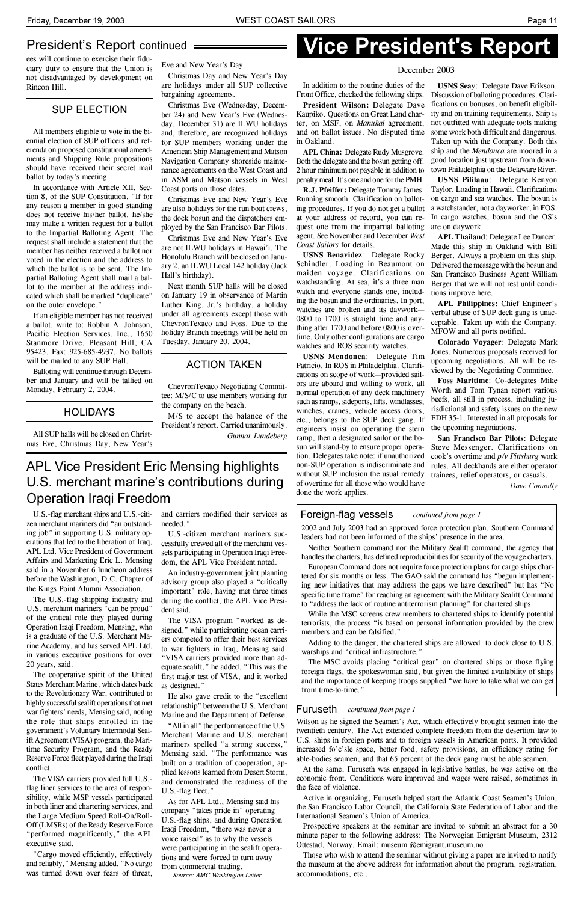## President's Report continued

ees will continue to exercise their fiduciary duty to ensure that the Union is not disadvantaged by development on Rincon Hill.

### SUP ELECTION

All members eligible to vote in the biennial election of SUP officers and referenda on proposed constitutional amendments and Shipping Rule propositions should have received their secret mail ballot by today's meeting.

In accordance with Article XII, Section 8, of the SUP Constitution, "If for any reason a member in good standing does not receive his/her ballot, he/she may make a written request for a ballot to the Impartial Balloting Agent. The request shall include a statement that the member has neither received a ballot nor voted in the election and the address to which the ballot is to be sent. The Impartial Balloting Agent shall mail a ballot to the member at the address indicated which shall be marked "duplicate" on the outer envelope."

If an eligible member has not received a ballot, write to: Robbin A. Johnson, Pacific Election Services, Inc., 1650 Stanmore Drive, Pleasant Hill, CA 95423. Fax: 925-685-4937. No ballots will be mailed to any SUP Hall.

Balloting will continue through December and January and will be tallied on Monday, February 2, 2004.

### HOLIDAYS

All SUP halls will be closed on Christmas Eve, Christmas Day, New Year's Eve and New Year's Day.

Christmas Day and New Year's Day are holidays under all SUP collective bargaining agreements.

Christmas Eve (Wednesday, December 24) and New Year's Eve (Wednesday, December 31) are ILWU holidays and, therefore, are recognized holidays for SUP members working under the American Ship Management and Matson Navigation Company shoreside maintenance agreements on the West Coast and in ASM and Matson vessels in West Coast ports on those dates.

Christmas Eve and New Year's Eve are also holidays for the run boat crews, the dock bosun and the dispatchers employed by the San Francisco Bar Pilots.

Christmas Eve and New Year's Eve are not ILWU holidays in Hawai'i. The Honolulu Branch will be closed on January 2, an ILWU Local 142 holiday (Jack Hall's birthday).

Next month SUP halls will be closed on January 19 in observance of Martin Luther King, Jr.'s birthday, a holiday under all agreements except those with ChevronTexaco and Foss. Due to the holiday Branch meetings will be held on Tuesday, January 20, 2004.

### ACTION TAKEN

ChevronTexaco Negotiating Committee: M/S/C to use members working for the company on the beach.

M/S to accept the balance of the President's report. Carried unanimously.

*Gunnar Lundeberg*

# Vice President's Report

December 2003

In addition to the routine duties of the Front Office, checked the following ships.

**President Wilson:** Delegate Dave Kaupiko. Questions on Great Land charter, on MSF, on *Manukai* agreement, and on ballot issues. No disputed time in Oakland.

**APL China:** Delegate Rudy Musgrove. Both the delegate and the bosun getting off. 2 hour minimum not payable in addition to penalty meal. It's one and one for the PMH.

**R.J. Pfeiffer:** Delegate Tommy James. Running smooth. Clarification on balloting procedures. If you do not get a ballot at your address of record, you can request one from the impartial balloting agent. See November and December *West Coast Sailors* for details.

**USNS Benavidez**: Delegate Rocky Schindler. Loading in Beaumont on maiden voyage. Clarifications on watchstanding. At sea, it's a three man watch and everyone stands one, including the bosun and the ordinaries. In port, watches are broken and its daywork—0800 to 1700 is straight time and anything after 1700 and before 0800 is overtime. Only other configurations are cargo watches and ROS security watches.

**USNS Mendonca**: Delegate Tim Patricio. In ROS in Philadelphia. Clarifications on scope of work—provided sailors are aboard and willing to work, all normal operation of any deck machinery such as ramps, sideports, lifts, windlasses, winches, cranes, vehicle access doors, etc., belongs to the SUP deck gang. If engineers insist on operating the stern ramp, then a designated sailor or the bosun will stand-by to ensure proper operation. Delegates take note: if unauthorized non-SUP operation is indiscriminate and without SUP inclusion the usual remedy of overtime for all those who would have done the work applies.

**USNS Seay**: Delegate Dave Erikson. Discussion of balloting procedures. Clarifications on bonuses, on benefit eligibility and on training requirements. Ship is not outfitted with adequate tools making some work both difficult and dangerous. Taken up with the Company. Both this ship and the *Mendonca* are moored in a good location just upstream from downtown Philadelphia on the Delaware River.

**USNS Pililaau**: Delegate Kenyon Taylor. Loading in Hawaii. Clarifications on cargo and sea watches. The bosun is a watchstander, not a dayworker, in FOS. In cargo watches, bosun and the OS's are on daywork.

**APL Thailand**: Delegate Lee Dancer. Made this ship in Oakland with Bill Berger. Always a problem on this ship. Delivered the message with the bosun and San Francisco Business Agent William Berger that we will not rest until conditions improve here.

**APL Philippines:** Chief Engineer's verbal abuse of SUP deck gang is unacceptable. Taken up with the Company. MFOW and all ports notified.

**Colorado Voyager**: Delegate Mark Jones. Numerous proposals received for upcoming negotiations. All will be reviewed by the Negotiating Committee.

**Foss Maritime**: Co-delegates Mike Worth and Tom Tynan report various beefs, all still in process, including jurisdictional and safety issues on the new FDH 35-1. Interested in all proposals for the upcoming negotiations.

**San Francisco Bar Pilots**: Delegate Steve Messenger. Clarifications on cook's overtime and *p/v Pittsburg* work rules. All deckhands are either operator trainees, relief operators, or casuals.

*Dave Connolly*

# APL Vice President Eric Mensing highlights U.S. merchant marine's contributions during Operation Iraqi Freedom

U.S.-flag merchant ships and U.S.-citizen merchant mariners did "an outstanding job" in supporting U.S. military operations that led to the liberation of Iraq, APL Ltd. Vice President of Government Affairs and Marketing Eric L. Mensing said in a November 6 luncheon address before the Washington, D.C. Chapter of the Kings Point Alumni Association.

The U.S.-flag shipping industry and U.S. merchant mariners "can be proud" of the critical role they played during Operation Iraqi Freedom, Mensing, who is a graduate of the U.S. Merchant Marine Academy, and has served APL Ltd. in various executive positions for over 20 years, said.

The cooperative spirit of the United States Merchant Marine, which dates back to the Revolutionary War, contributed to highly successful sealift operations that met war fighters' needs, Mensing said, noting the role that ships enrolled in the government's Voluntary Intermodal Sealift Agreement (VISA) program, the Maritime Security Program, and the Ready Reserve Force fleet played during the Iraqi conflict.

The VISA carriers provided full U.S.-flag liner services to the area of responsibility, while MSP vessels participated in both liner and chartering services, and the Large Medium Speed Roll-On/Roll-Off (LMSRs) of the Ready Reserve Force "performed magnificently," the APL executive said.

"Cargo moved efficiently, effectively and reliably," Mensing added. "No cargo was turned down over fears of threat, and carriers modified their services as needed."

U.S.-citizen merchant mariners successfully crewed all of the merchant vessels participating in Operation Iraqi Freedom, the APL Vice President noted.

An industry-government joint planning advisory group also played a "critically important" role, having met three times during the conflict, the APL Vice President said.

The VISA program "worked as designed," while participating ocean carriers competed to offer their best services to war fighters in Iraq, Mensing said. "VISA carriers provided more than adequate sealift," he added. "This was the first major test of VISA, and it worked as designed."

He also gave credit to the "excellent relationship" between the U.S. Merchant Marine and the Department of Defense.

"All in all" the performance of the U.S. Merchant Marine and U.S. merchant mariners spelled "a strong success," Mensing said. "The performance was built on a tradition of cooperation, applied lessons learned from Desert Storm, and demonstrated the readiness of the U.S.-flag fleet."

As for APL Ltd., Mensing said his company "takes pride in" operating U.S.-flag ships, and during Operation Iraqi Freedom, "there was never a voice raised" as to why the vessels were participating in the sealift operations and were forced to turn away from commercial trading.

*Source: AMC Washington Letter*

## Foreign-flag vessels *continued from page 1*

2002 and July 2003 had an approved force protection plan. Southern Command leaders had not been informed of the ships' presence in the area.

Neither Southern command nor the Military Sealift command, the agency that handles the charters, has defined reproducibilities for security of the voyage charters.

European Command does not require force protection plans for cargo ships chartered for six months or less. The GAO said the command has "begun implementing new initiatives that may address the gaps we have described" but has "No specific time frame" for reaching an agreement with the Military Sealift Command to "address the lack of routine antiterrorism planning" for chartered ships.

While the MSC screens crew members to chartered ships to identify potential terrorists, the process "is based on personal information provided by the crew members and can be falsified."

Adding to the danger, the chartered ships are allowed to dock close to U.S. warships and "critical infrastructure."

The MSC avoids placing "critical gear" on chartered ships or those flying foreign flags, the spokeswoman said, but given the limited availability of ships and the importance of keeping troops supplied "we have to take what we can get from time-to-time."

## Furuseth *continued from page 1*

Wilson as he signed the Seamen's Act, which effectively brought seamen into the twentieth century. The Act extended complete freedom from the desertion law to U.S. ships in foreign ports and to foreign vessels in American ports. It provided increased fo'c'sle space, better food, safety provisions, an efficiency rating for able-bodies seamen, and that 65 percent of the deck gang must be able seamen.

At the same, Furuseth was engaged in legislative battles, he was active on the economic front. Conditions were improved and wages were raised, sometimes in the face of violence.

Active in organizing, Furuseth helped start the Atlantic Coast Seamen's Union, the San Francisco Labor Council, the California State Federation of Labor and the International Seamen's Union of America.

Prospective speakers at the seminar are invited to submit an abstract for a 30 minute paper to the following address: The Norwegian Emigrant Museum, 2312 Ottestad, Norway. Email: museum @emigrant.museum.no

Those who wish to attend the seminar without giving a paper are invited to notify the museum at the above address for information about the program, registration, accommodations, etc..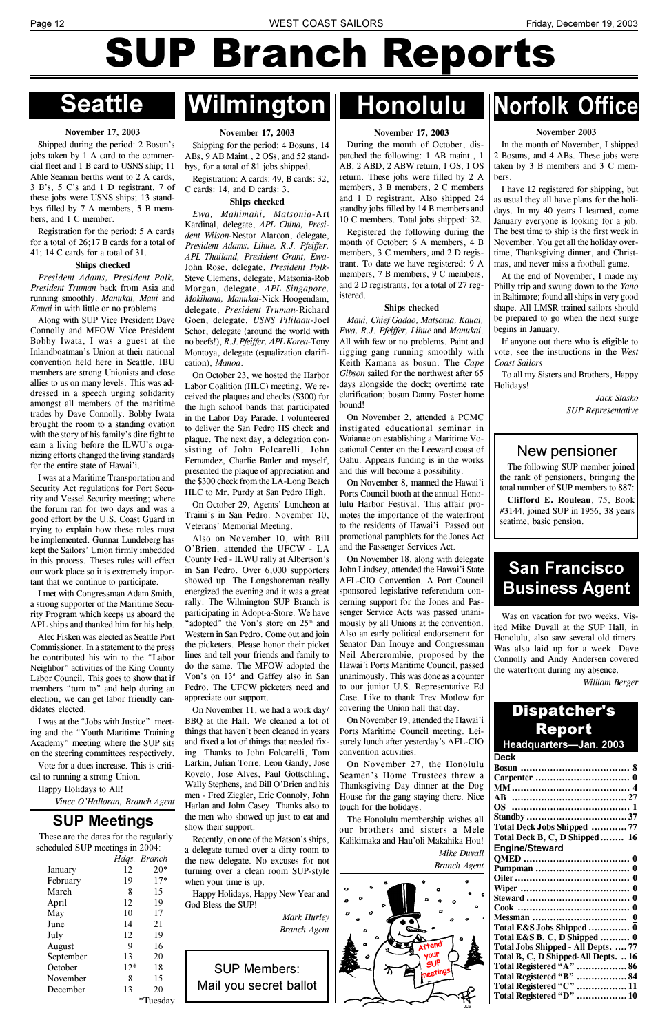# SUP Branch Reports

## Seattle

**November 17, 2003**

Shipped during the period: 2 Bosun's jobs taken by 1 A card to the commercial fleet and 1 B card to USNS ship; 11 Able Seaman berths went to 2 A cards, 3 B's, 5 C's and 1 D registrant, 7 of these jobs were USNS ships; 13 standbys filled by 7 A members, 5 B members, and 1 C member.

Registration for the period: 5 A cards for a total of 26;17 B cards for a total of 41; 14 C cards for a total of 31.

### Ships checked

*President Adams, President Polk, President Truman* back from Asia and running smoothly. *Manukai, Maui* and *Kauai* in with little or no problems.

Along with SUP Vice President Dave Connolly and MFOW Vice President Bobby Iwata, I was a guest at the Inlandboatman's Union at their national convention held here in Seattle. IBU members are strong Unionists and close allies to us on many levels. This was addressed in a speech urging solidarity amongst all members of the maritime trades by Dave Connolly. Bobby Iwata brought the room to a standing ovation with the story of his family's dire fight to earn a living before the ILWU's organizing efforts changed the living standards for the entire state of Hawai'i.

I was at a Maritime Transportation and Security Act regulations for Port Security and Vessel Security meeting; where the forum ran for two days and was a good effort by the U.S. Coast Guard in trying to explain how these rules must be implemented. Gunnar Lundeberg has kept the Sailors' Union firmly imbedded in this process. Theses rules will effect our work place so it is extremely important that we continue to participate.

I met with Congressman Adam Smith, a strong supporter of the Maritime Security Program which keeps us aboard the APL ships and thanked him for his help.

Alec Fisken was elected as Seattle Port Commissioner. In a statement to the press he contributed his win to the "Labor Neighbor" activities of the King County Labor Council. This goes to show that if members "turn to" and help during an election, we can get labor friendly candidates elected.

I was at the "Jobs with Justice" meeting and the "Youth Maritime Training Academy" meeting where the SUP sits on the steering committees respectively.

Vote for a dues increase. This is critical to running a strong Union.

Happy Holidays to All!

*Vince O'Halloran, Branch Agent*

## SUP Meetings

These are the dates for the regularly scheduled SUP meetings in 2004:

| | Hdqs. | Branch |
|---|---|---|
| January | 12 | 20* |
| February | 19 | 17* |
| March | 8 | 15 |
| April | 12 | 19 |
| May | 10 | 17 |
| June | 14 | 21 |
| July | 12 | 19 |
| August | 9 | 16 |
| September | 13 | 20 |
| October | 12* | 18 |
| November | 8 | 15 |
| December | 13 | 20 |

*Tuesday

## Wilmington

**November 17, 2003**

Shipping for the period: 4 Bosuns, 14 ABs, 9 AB Maint., 2 OSs, and 52 standbys, for a total of 81 jobs shipped.

Registration: A cards: 49, B cards: 32, C cards: 14, and D cards: 3.

### Ships checked

*Ewa, Mahimahi, Matsonia*-Art Kardinal, delegate, *APL China, President Wilson*-Nestor Alarcon, delegate, *President Adams, Lihue, R.J. Pfeiffer, APL Thailand, President Grant, Ewa*-John Rose, delegate, *President Polk*-Steve Clemens, delegate, Matsonia-Rob Morgan, delegate, *APL Singapore, Mokihana, Manukai*-Nick Hoogendam, delegate, *President Truman*-Richard Goen, delegate, *USNS Pililaau*-Joel Schor, delegate (around the world with no beefs!), *R.J. Pfeiffer, APL Korea*-Tony Montoya, delegate (equalization clarification), *Manoa*.

On October 23, we hosted the Harbor Labor Coalition (HLC) meeting. We received the plaques and checks ($300) for the high school bands that participated in the Labor Day Parade. I volunteered to deliver the San Pedro HS check and plaque. The next day, a delegation consisting of John Folcarelli, John Fernandez, Charlie Butler and myself, presented the plaque of appreciation and the $300 check from the LA-Long Beach HLC to Mr. Purdy at San Pedro High.

On October 29, Agents' Luncheon at Traini's in San Pedro. November 10, Veterans' Memorial Meeting.

Also on November 10, with Bill O'Brien, attended the UFCW - LA County Fed - ILWU rally at Albertson's in San Pedro. Over 6,000 supporters showed up. The Longshoreman really energized the evening and it was a great rally. The Wilmington SUP Branch is participating in Adopt-a-Store. We have "adopted" the Von's store on 25th and Western in San Pedro. Come out and join the picketers. Please honor their picket lines and tell your friends and family to do the same. The MFOW adopted the Von's on 13th and Gaffey also in San Pedro. The UFCW picketers need and appreciate our support.

On November 11, we had a work day/ BBQ at the Hall. We cleaned a lot of things that haven't been cleaned in years and fixed a lot of things that needed fixing. Thanks to John Folcarelli, Tom Larkin, Julian Torre, Leon Gandy, Jose Rovelo, Jose Alves, Paul Gottschling, Wally Stephens, and Bill O'Brien and his men - Fred Ziegler, Eric Connoly, John Harlan and John Casey. Thanks also to the men who showed up just to eat and show their support.

Recently, on one of the Matson's ships, a delegate turned over a dirty room to the new delegate. No excuses for not turning over a clean room SUP-style when your time is up.

Happy Holidays, Happy New Year and God Bless the SUP!

*Mark Hurley*
*Branch Agent*

SUP Members:
Mail you secret ballot

## Honolulu

**November 17, 2003**

During the month of October, dispatched the following: 1 AB maint., 1 AB, 2 ABD, 2 ABW return, 1 OS, 1 OS return. These jobs were filled by 2 A members, 3 B members, 2 C members and 1 D registrant. Also shipped 24 standby jobs filled by 14 B members and 10 C members. Total jobs shipped: 32.

Registered the following during the month of October: 6 A members, 4 B members, 3 C members, and 2 D registrant. To date we have registered: 9 A members, 7 B members, 9 C members, and 2 D registrants, for a total of 27 registered.

### Ships checked

*Maui, Chief Gadao, Matsonia, Kauai, Ewa, R.J. Pfeiffer, Lihue* and *Manukai*. All with few or no problems. Paint and rigging gang running smoothly with Keith Kamana as bosun. The *Cape Gibson* sailed for the northwest after 65 days alongside the dock; overtime rate clarification; bosun Danny Foster home bound!

On November 2, attended a PCMC instigated educational seminar in Waianae on establishing a Maritime Vocational Center on the Leeward coast of Oahu. Appears funding is in the works and this will become a possibility.

On November 8, manned the Hawai'i Ports Council booth at the annual Honolulu Harbor Festival. This affair promotes the importance of the waterfront to the residents of Hawai'i. Passed out promotional pamphlets for the Jones Act and the Passenger Services Act.

On November 18, along with delegate John Lindsey, attended the Hawai'i State AFL-CIO Convention. A Port Council sponsored legislative referendum concerning support for the Jones and Passenger Service Acts was passed unanimously by all Unions at the convention. Also an early political endorsement for Senator Dan Inouye and Congressman Neil Abercrombie, proposed by the Hawai'i Ports Maritime Council, passed unanimously. This was done as a counter to our junior U.S. Representative Ed Case. Like to thank Trev Motlow for covering the Union hall that day.

On November 19, attended the Hawai'i Ports Maritime Council meeting. Leisurely lunch after yesterday's AFL-CIO convention activities.

On November 27, the Honolulu Seamen's Home Trustees threw a Thanksgiving Day dinner at the Dog House for the gang staying there. Nice touch for the holidays.

The Honolulu membership wishes all our brothers and sisters a Mele Kalikimaka and Hau'oli Makahika Hou!

*Mike Duvall*
*Branch Agent*

Attend your SUP meetings

## Norfolk Office

**November 2003**

In the month of November, I shipped 2 Bosuns, and 4 ABs. These jobs were taken by 3 B members and 3 C members.

I have 12 registered for shipping, but as usual they all have plans for the holidays. In my 40 years I learned, come January everyone is looking for a job. The best time to ship is the first week in November. You get all the holiday overtime, Thanksgiving dinner, and Christmas, and never miss a football game.

At the end of November, I made my Philly trip and swung down to the *Yano* in Baltimore; found all ships in very good shape. All LMSR trained sailors should be prepared to go when the next surge begins in January.

If anyone out there who is eligible to vote, see the instructions in the *West Coast Sailors*

To all my Sisters and Brothers, Happy Holidays!

*Jack Stasko*
*SUP Representative*

## New pensioner

The following SUP member joined the rank of pensioners, bringing the total number of SUP members to 887:

**Clifford E. Rouleau**, 75, Book #3144, joined SUP in 1956, 38 years seatime, basic pension.

## San Francisco Business Agent

Was on vacation for two weeks. Visited Mike Duvall at the SUP Hall, in Honolulu, also saw several old timers. Was also laid up for a week. Dave Connolly and Andy Andersen covered the waterfront during my absence.

*William Berger*

## Dispatcher's Report

**Headquarters—Jan. 2003**

| | |
|---|---|
| **Deck** | |
| **Bosun** | 8 |
| **Carpenter** | 0 |
| **MM** | 4 |
| **AB** | 27 |
| **OS** | 1 |
| **Standby** | 37 |
| **Total Deck Jobs Shipped** | 77 |
| **Total Deck B, C, D Shipped** | 16 |
| **Engine/Steward** | |
| **QMED** | 0 |
| **Pumpman** | 0 |
| **Oiler** | 0 |
| **Wiper** | 0 |
| **Steward** | 0 |
| **Cook** | 0 |
| **Messman** | 0 |
| **Total E&S Jobs Shipped** | 0 |
| **Total E&S B, C, D Shipped** | 0 |
| **Total Jobs Shipped - All Depts.** | 77 |
| **Total B, C, D Shipped-All Depts.** | 16 |
| **Total Registered "A"** | 86 |
| **Total Registered "B"** | 84 |
| **Total Registered "C"** | 11 |
| **Total Registered "D"** | 10 |